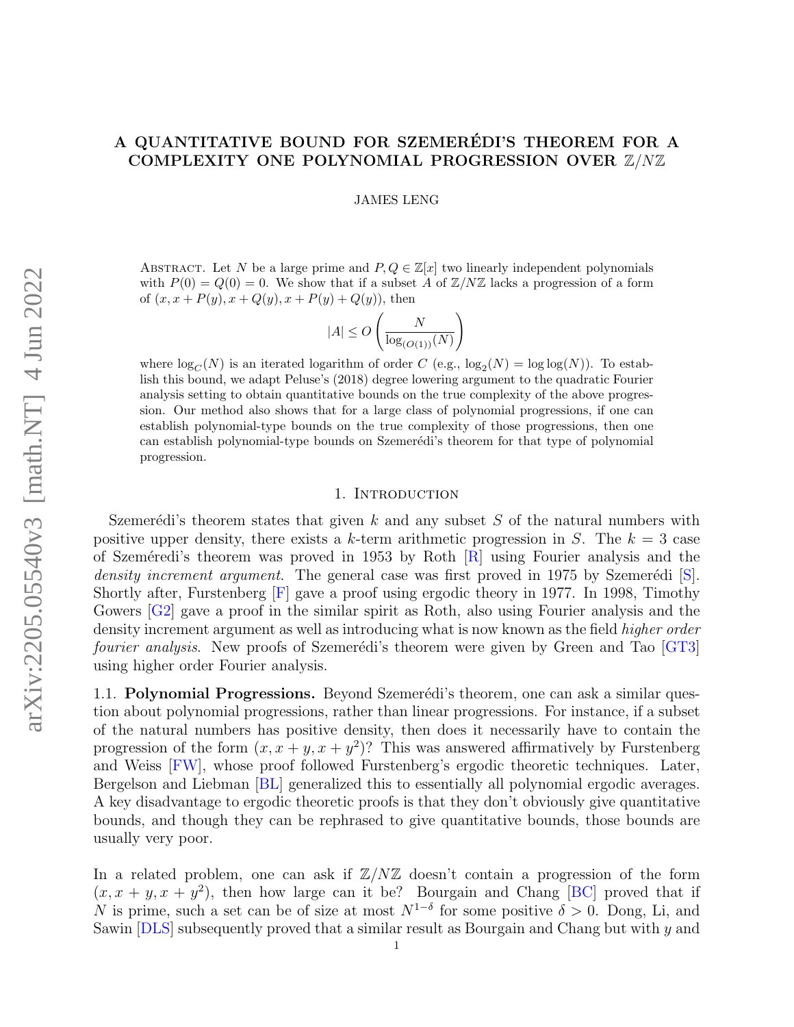# A QUANTITATIVE BOUND FOR SZEMERÉDI'S THEOREM FOR A COMPLEXITY ONE POLYNOMIAL PROGRESSION OVER $\mathbb{Z}/N\mathbb{Z}$

JAMES LENG

Abstract. Let $N$ be a large prime and $P, Q \in \mathbb{Z}[x]$ two linearly independent polynomials with $P(0) = Q(0) = 0$. We show that if a subset $A$ of $\mathbb{Z}/N\mathbb{Z}$ lacks a progression of a form of $(x, x + P(y), x + Q(y), x + P(y) + Q(y))$, then

$$|A| \leq O\left(\frac{N}{\log_{(O(1))}(N)}\right)$$

where $\log_C(N)$ is an iterated logarithm of order $C$ (e.g., $\log_2(N) = \log\log(N)$). To establish this bound, we adapt Peluse's (2018) degree lowering argument to the quadratic Fourier analysis setting to obtain quantitative bounds on the true complexity of the above progression. Our method also shows that for a large class of polynomial progressions, if one can establish polynomial-type bounds on the true complexity of those progressions, then one can establish polynomial-type bounds on Szemerédi's theorem for that type of polynomial progression.

## 1. Introduction

Szemerédi's theorem states that given $k$ and any subset $S$ of the natural numbers with positive upper density, there exists a $k$-term arithmetic progression in $S$. The $k = 3$ case of Szeméredi's theorem was proved in 1953 by Roth [R] using Fourier analysis and the *density increment argument*. The general case was first proved in 1975 by Szemerédi [S]. Shortly after, Furstenberg [F] gave a proof using ergodic theory in 1977. In 1998, Timothy Gowers [G2] gave a proof in the similar spirit as Roth, also using Fourier analysis and the density increment argument as well as introducing what is now known as the field *higher order fourier analysis*. New proofs of Szemerédi's theorem were given by Green and Tao [GT3] using higher order Fourier analysis.

### 1.1. Polynomial Progressions.

Beyond Szemerédi's theorem, one can ask a similar question about polynomial progressions, rather than linear progressions. For instance, if a subset of the natural numbers has positive density, then does it necessarily have to contain the progression of the form $(x, x + y, x + y^2)$? This was answered affirmatively by Furstenberg and Weiss [FW], whose proof followed Furstenberg's ergodic theoretic techniques. Later, Bergelson and Liebman [BL] generalized this to essentially all polynomial ergodic averages. A key disadvantage to ergodic theoretic proofs is that they don't obviously give quantitative bounds, and though they can be rephrased to give quantitative bounds, those bounds are usually very poor.

In a related problem, one can ask if $\mathbb{Z}/N\mathbb{Z}$ doesn't contain a progression of the form $(x, x + y, x + y^2)$, then how large can it be? Bourgain and Chang [BC] proved that if $N$ is prime, such a set can be of size at most $N^{1-\delta}$ for some positive $\delta > 0$. Dong, Li, and Sawin [DLS] subsequently proved that a similar result as Bourgain and Chang but with $y$ and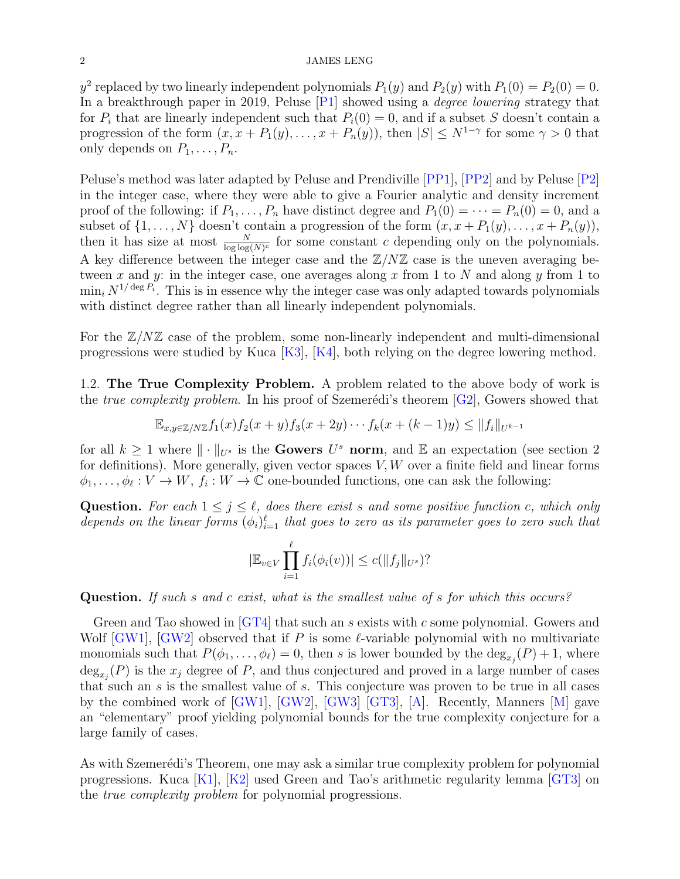$y^2$ replaced by two linearly independent polynomials $P_1(y)$ and $P_2(y)$ with $P_1(0) = P_2(0) = 0$. In a breakthrough paper in 2019, Peluse [P1] showed using a *degree lowering* strategy that for $P_i$ that are linearly independent such that $P_i(0) = 0$, and if a subset $S$ doesn't contain a progression of the form $(x, x + P_1(y), \dots, x + P_n(y))$, then $|S| \leq N^{1-\gamma}$ for some $\gamma > 0$ that only depends on $P_1, \dots, P_n$.

Peluse's method was later adapted by Peluse and Prendiville [PP1], [PP2] and by Peluse [P2] in the integer case, where they were able to give a Fourier analytic and density increment proof of the following: if $P_1, \dots, P_n$ have distinct degree and $P_1(0) = \cdots = P_n(0) = 0$, and a subset of $\{1, \dots, N\}$ doesn't contain a progression of the form $(x, x + P_1(y), \dots, x + P_n(y))$, then it has size at most $\frac{N}{\log\log(N)^c}$ for some constant $c$ depending only on the polynomials. A key difference between the integer case and the $\mathbb{Z}/N\mathbb{Z}$ case is the uneven averaging between $x$ and $y$: in the integer case, one averages along $x$ from 1 to $N$ and along $y$ from 1 to $\min_i N^{1/\deg P_i}$. This is in essence why the integer case was only adapted towards polynomials with distinct degree rather than all linearly independent polynomials.

For the $\mathbb{Z}/N\mathbb{Z}$ case of the problem, some non-linearly independent and multi-dimensional progressions were studied by Kuca [K3], [K4], both relying on the degree lowering method.

1.2. **The True Complexity Problem.** A problem related to the above body of work is the *true complexity problem*. In his proof of Szemerédi's theorem [G2], Gowers showed that

$$\mathbb{E}_{x,y \in \mathbb{Z}/N\mathbb{Z}} f_1(x) f_2(x+y) f_3(x+2y) \cdots f_k(x+(k-1)y) \leq \|f_i\|_{U^{k-1}}$$

for all $k \geq 1$ where $\|\cdot\|_{U^s}$ is the **Gowers** $U^s$ **norm**, and $\mathbb{E}$ an expectation (see section 2 for definitions). More generally, given vector spaces $V, W$ over a finite field and linear forms $\phi_1, \dots, \phi_\ell : V \to W$, $f_i : W \to \mathbb{C}$ one-bounded functions, one can ask the following:

**Question.** *For each $1 \leq j \leq \ell$, does there exist $s$ and some positive function $c$, which only depends on the linear forms $(\phi_i)_{i=1}^{\ell}$ that goes to zero as its parameter goes to zero such that*

$$|\mathbb{E}_{v \in V} \prod_{i=1}^{\ell} f_i(\phi_i(v))| \leq c(\|f_j\|_{U^s})?$$

**Question.** *If such $s$ and $c$ exist, what is the smallest value of $s$ for which this occurs?*

Green and Tao showed in [GT4] that such an $s$ exists with $c$ some polynomial. Gowers and Wolf [GW1], [GW2] observed that if $P$ is some $\ell$-variable polynomial with no multivariate monomials such that $P(\phi_1, \dots, \phi_\ell) = 0$, then $s$ is lower bounded by the $\deg_{x_j}(P) + 1$, where $\deg_{x_j}(P)$ is the $x_j$ degree of $P$, and thus conjectured and proved in a large number of cases that such an $s$ is the smallest value of $s$. This conjecture was proven to be true in all cases by the combined work of [GW1], [GW2], [GW3] [GT3], [A]. Recently, Manners [M] gave an "elementary" proof yielding polynomial bounds for the true complexity conjecture for a large family of cases.

As with Szemerédi's Theorem, one may ask a similar true complexity problem for polynomial progressions. Kuca [K1], [K2] used Green and Tao's arithmetic regularity lemma [GT3] on the *true complexity problem* for polynomial progressions.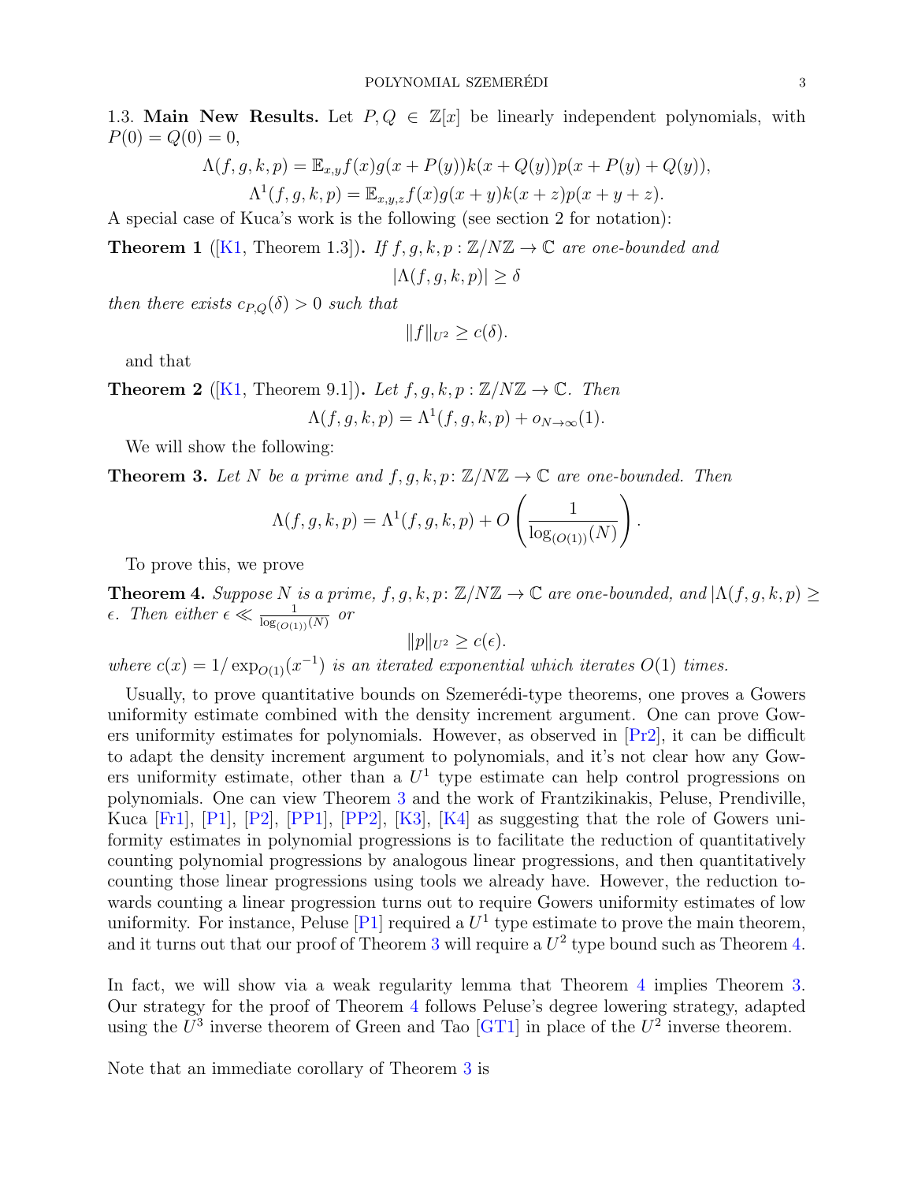**1.3. Main New Results.** Let $P, Q \in \mathbb{Z}[x]$ be linearly independent polynomials, with $P(0) = Q(0) = 0$,

$$\Lambda(f, g, k, p) = \mathbb{E}_{x,y} f(x) g(x + P(y)) k(x + Q(y)) p(x + P(y) + Q(y)),$$
$$\Lambda^1(f, g, k, p) = \mathbb{E}_{x,y,z} f(x) g(x + y) k(x + z) p(x + y + z).$$

A special case of Kuca's work is the following (see section 2 for notation):

**Theorem 1** ([K1, Theorem 1.3])**.** *If $f, g, k, p : \mathbb{Z}/N\mathbb{Z} \to \mathbb{C}$ are one-bounded and*

$$|\Lambda(f, g, k, p)| \geq \delta$$

*then there exists $c_{P,Q}(\delta) > 0$ such that*

$$\|f\|_{U^2} \geq c(\delta).$$

and that

**Theorem 2** ([K1, Theorem 9.1])**.** *Let $f, g, k, p : \mathbb{Z}/N\mathbb{Z} \to \mathbb{C}$. Then*

$$\Lambda(f, g, k, p) = \Lambda^1(f, g, k, p) + o_{N \to \infty}(1).$$

We will show the following:

**Theorem 3.** *Let $N$ be a prime and $f, g, k, p \colon \mathbb{Z}/N\mathbb{Z} \to \mathbb{C}$ are one-bounded. Then*

$$\Lambda(f, g, k, p) = \Lambda^1(f, g, k, p) + O\left(\frac{1}{\log_{(O(1))}(N)}\right).$$

To prove this, we prove

**Theorem 4.** *Suppose $N$ is a prime, $f, g, k, p \colon \mathbb{Z}/N\mathbb{Z} \to \mathbb{C}$ are one-bounded, and $|\Lambda(f, g, k, p) \geq \epsilon$. Then either $\epsilon \ll \frac{1}{\log_{(O(1))}(N)}$ or*

$$\|p\|_{U^2} \geq c(\epsilon).$$

*where $c(x) = 1/\exp_{O(1)}(x^{-1})$ is an iterated exponential which iterates $O(1)$ times.*

Usually, to prove quantitative bounds on Szemerédi-type theorems, one proves a Gowers uniformity estimate combined with the density increment argument. One can prove Gowers uniformity estimates for polynomials. However, as observed in [Pr2], it can be difficult to adapt the density increment argument to polynomials, and it's not clear how any Gowers uniformity estimate, other than a $U^1$ type estimate can help control progressions on polynomials. One can view Theorem 3 and the work of Frantzikinakis, Peluse, Prendiville, Kuca [Fr1], [P1], [P2], [PP1], [PP2], [K3], [K4] as suggesting that the role of Gowers uniformity estimates in polynomial progressions is to facilitate the reduction of quantitatively counting polynomial progressions by analogous linear progressions, and then quantitatively counting those linear progressions using tools we already have. However, the reduction towards counting a linear progression turns out to require Gowers uniformity estimates of low uniformity. For instance, Peluse [P1] required a $U^1$ type estimate to prove the main theorem, and it turns out that our proof of Theorem 3 will require a $U^2$ type bound such as Theorem 4.

In fact, we will show via a weak regularity lemma that Theorem 4 implies Theorem 3. Our strategy for the proof of Theorem 4 follows Peluse's degree lowering strategy, adapted using the $U^3$ inverse theorem of Green and Tao [GT1] in place of the $U^2$ inverse theorem.

Note that an immediate corollary of Theorem 3 is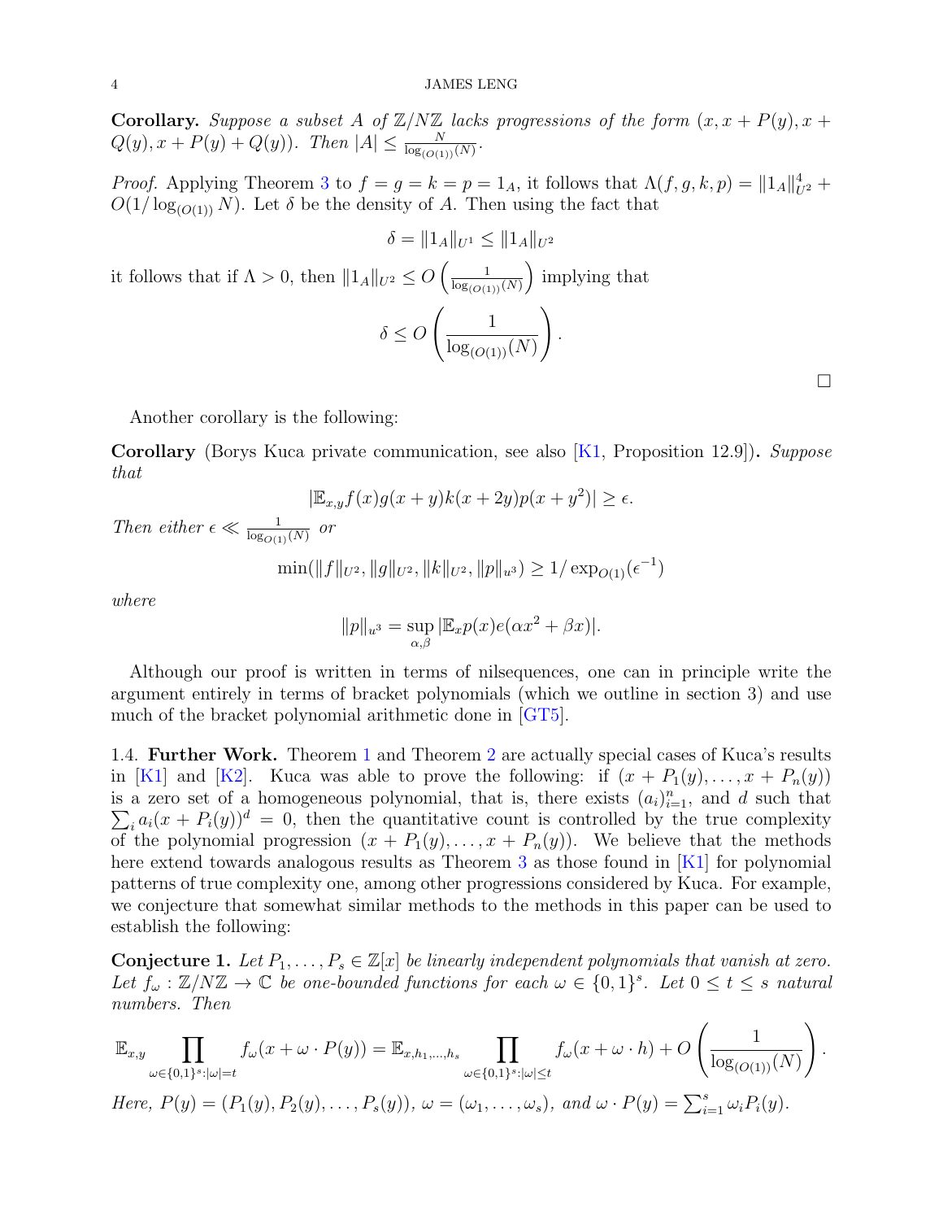**Corollary.** *Suppose a subset $A$ of $\mathbb{Z}/N\mathbb{Z}$ lacks progressions of the form $(x, x+P(y), x+Q(y), x+P(y)+Q(y))$. Then $|A| \leq \frac{N}{\log_{(O(1))}(N)}$.*

*Proof.* Applying Theorem 3 to $f = g = k = p = 1_A$, it follows that $\Lambda(f,g,k,p) = \|1_A\|_{U^2}^4 + O(1/\log_{(O(1))} N)$. Let $\delta$ be the density of $A$. Then using the fact that

$$\delta = \|1_A\|_{U^1} \leq \|1_A\|_{U^2}$$

it follows that if $\Lambda > 0$, then $\|1_A\|_{U^2} \leq O\left(\frac{1}{\log_{(O(1))}(N)}\right)$ implying that

$$\delta \leq O\left(\frac{1}{\log_{(O(1))}(N)}\right).$$

□

Another corollary is the following:

**Corollary** (Borys Kuca private communication, see also [K1, Proposition 12.9])**.** *Suppose that*

$$|\mathbb{E}_{x,y} f(x)g(x+y)k(x+2y)p(x+y^2)| \geq \epsilon.$$

*Then either $\epsilon \ll \frac{1}{\log_{O(1)}(N)}$ or*

$$\min(\|f\|_{U^2}, \|g\|_{U^2}, \|k\|_{U^2}, \|p\|_{u^3}) \geq 1/\exp_{O(1)}(\epsilon^{-1})$$

*where*

$$\|p\|_{u^3} = \sup_{\alpha,\beta} |\mathbb{E}_x p(x) e(\alpha x^2 + \beta x)|.$$

Although our proof is written in terms of nilsequences, one can in principle write the argument entirely in terms of bracket polynomials (which we outline in section 3) and use much of the bracket polynomial arithmetic done in [GT5].

### 1.4. Further Work.

Theorem 1 and Theorem 2 are actually special cases of Kuca's results in [K1] and [K2]. Kuca was able to prove the following: if $(x+P_1(y), \dots, x+P_n(y))$ is a zero set of a homogeneous polynomial, that is, there exists $(a_i)_{i=1}^n$, and $d$ such that $\sum_i a_i(x+P_i(y))^d = 0$, then the quantitative count is controlled by the true complexity of the polynomial progression $(x+P_1(y), \dots, x+P_n(y))$. We believe that the methods here extend towards analogous results as Theorem 3 as those found in [K1] for polynomial patterns of true complexity one, among other progressions considered by Kuca. For example, we conjecture that somewhat similar methods to the methods in this paper can be used to establish the following:

**Conjecture 1.** *Let $P_1, \dots, P_s \in \mathbb{Z}[x]$ be linearly independent polynomials that vanish at zero. Let $f_\omega : \mathbb{Z}/N\mathbb{Z} \to \mathbb{C}$ be one-bounded functions for each $\omega \in \{0,1\}^s$. Let $0 \leq t \leq s$ natural numbers. Then*

$$\mathbb{E}_{x,y} \prod_{\omega \in \{0,1\}^s : |\omega| = t} f_\omega(x + \omega \cdot P(y)) = \mathbb{E}_{x,h_1,\dots,h_s} \prod_{\omega \in \{0,1\}^s : |\omega| \leq t} f_\omega(x + \omega \cdot h) + O\left(\frac{1}{\log_{(O(1))}(N)}\right).$$

*Here, $P(y) = (P_1(y), P_2(y), \dots, P_s(y))$, $\omega = (\omega_1, \dots, \omega_s)$, and $\omega \cdot P(y) = \sum_{i=1}^s \omega_i P_i(y)$.*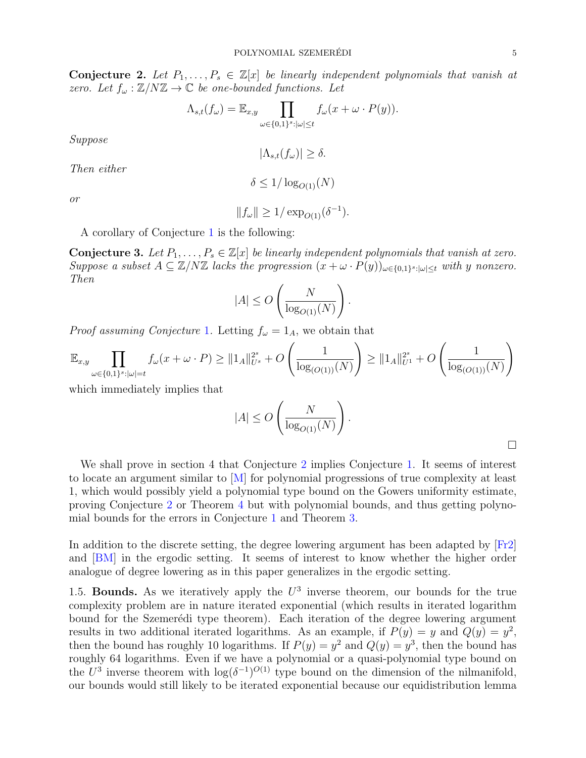**Conjecture 2.** *Let $P_1, \dots, P_s \in \mathbb{Z}[x]$ be linearly independent polynomials that vanish at zero. Let $f_\omega : \mathbb{Z}/N\mathbb{Z} \to \mathbb{C}$ be one-bounded functions. Let*

$$\Lambda_{s,t}(f_\omega) = \mathbb{E}_{x,y} \prod_{\omega \in \{0,1\}^s : |\omega| \le t} f_\omega(x + \omega \cdot P(y)).$$

*Suppose*

$$|\Lambda_{s,t}(f_\omega)| \ge \delta.$$

*Then either*

$$\delta \le 1/\log_{O(1)}(N)$$

*or*

$$\|f_\omega\| \ge 1/\exp_{O(1)}(\delta^{-1}).$$

A corollary of Conjecture 1 is the following:

**Conjecture 3.** *Let $P_1, \dots, P_s \in \mathbb{Z}[x]$ be linearly independent polynomials that vanish at zero. Suppose a subset $A \subseteq \mathbb{Z}/N\mathbb{Z}$ lacks the progression $(x + \omega \cdot P(y))_{\omega \in \{0,1\}^s : |\omega| \le t}$ with $y$ nonzero. Then*

$$|A| \le O\left(\frac{N}{\log_{O(1)}(N)}\right).$$

*Proof assuming Conjecture 1.* Letting $f_\omega = 1_A$, we obtain that

$$\mathbb{E}_{x,y} \prod_{\omega \in \{0,1\}^s : |\omega| = t} f_\omega(x + \omega \cdot P) \ge \|1_A\|_{U^s}^{2^s} + O\left(\frac{1}{\log_{(O(1))}(N)}\right) \ge \|1_A\|_{U^1}^{2^s} + O\left(\frac{1}{\log_{(O(1))}(N)}\right)$$

which immediately implies that

$$|A| \le O\left(\frac{N}{\log_{O(1)}(N)}\right).$$

$\square$

We shall prove in section 4 that Conjecture 2 implies Conjecture 1. It seems of interest to locate an argument similar to [M] for polynomial progressions of true complexity at least 1, which would possibly yield a polynomial type bound on the Gowers uniformity estimate, proving Conjecture 2 or Theorem 4 but with polynomial bounds, and thus getting polynomial bounds for the errors in Conjecture 1 and Theorem 3.

In addition to the discrete setting, the degree lowering argument has been adapted by [Fr2] and [BM] in the ergodic setting. It seems of interest to know whether the higher order analogue of degree lowering as in this paper generalizes in the ergodic setting.

1.5. **Bounds.** As we iteratively apply the $U^3$ inverse theorem, our bounds for the true complexity problem are in nature iterated exponential (which results in iterated logarithm bound for the Szemerédi type theorem). Each iteration of the degree lowering argument results in two additional iterated logarithms. As an example, if $P(y) = y$ and $Q(y) = y^2$, then the bound has roughly 10 logarithms. If $P(y) = y^2$ and $Q(y) = y^3$, then the bound has roughly 64 logarithms. Even if we have a polynomial or a quasi-polynomial type bound on the $U^3$ inverse theorem with $\log(\delta^{-1})^{O(1)}$ type bound on the dimension of the nilmanifold, our bounds would still likely to be iterated exponential because our equidistribution lemma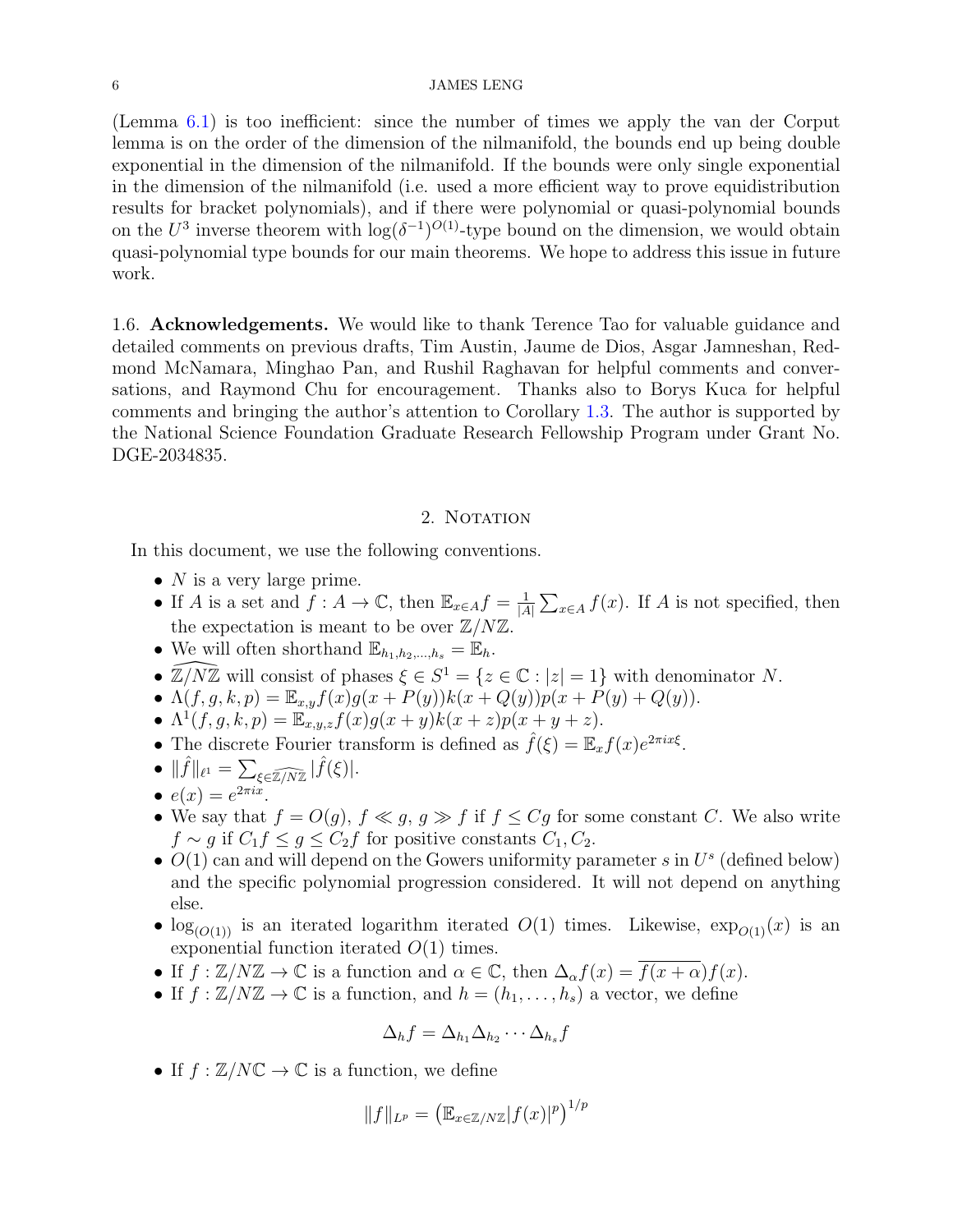(Lemma 6.1) is too inefficient: since the number of times we apply the van der Corput lemma is on the order of the dimension of the nilmanifold, the bounds end up being double exponential in the dimension of the nilmanifold. If the bounds were only single exponential in the dimension of the nilmanifold (i.e. used a more efficient way to prove equidistribution results for bracket polynomials), and if there were polynomial or quasi-polynomial bounds on the $U^3$ inverse theorem with $\log(\delta^{-1})^{O(1)}$-type bound on the dimension, we would obtain quasi-polynomial type bounds for our main theorems. We hope to address this issue in future work.

### 1.6. Acknowledgements.

We would like to thank Terence Tao for valuable guidance and detailed comments on previous drafts, Tim Austin, Jaume de Dios, Asgar Jamneshan, Redmond McNamara, Minghao Pan, and Rushil Raghavan for helpful comments and conversations, and Raymond Chu for encouragement. Thanks also to Borys Kuca for helpful comments and bringing the author's attention to Corollary 1.3. The author is supported by the National Science Foundation Graduate Research Fellowship Program under Grant No. DGE-2034835.

## 2. Notation

In this document, we use the following conventions.

- $N$ is a very large prime.
- If $A$ is a set and $f : A \to \mathbb{C}$, then $\mathbb{E}_{x \in A} f = \frac{1}{|A|} \sum_{x \in A} f(x)$. If $A$ is not specified, then the expectation is meant to be over $\mathbb{Z}/N\mathbb{Z}$.
- We will often shorthand $\mathbb{E}_{h_1, h_2, \ldots, h_s} = \mathbb{E}_h$.
- $\widehat{\mathbb{Z}/N\mathbb{Z}}$ will consist of phases $\xi \in S^1 = \{z \in \mathbb{C} : |z| = 1\}$ with denominator $N$.
- $\Lambda(f, g, k, p) = \mathbb{E}_{x,y} f(x) g(x + P(y)) k(x + Q(y)) p(x + P(y) + Q(y))$.
- $\Lambda^1(f, g, k, p) = \mathbb{E}_{x,y,z} f(x) g(x + y) k(x + z) p(x + y + z)$.
- The discrete Fourier transform is defined as $\hat{f}(\xi) = \mathbb{E}_x f(x) e^{2\pi i x \xi}$.
- $\|\hat{f}\|_{\ell^1} = \sum_{\xi \in \widehat{\mathbb{Z}/N\mathbb{Z}}} |\hat{f}(\xi)|$.
- $e(x) = e^{2\pi i x}$.
- We say that $f = O(g)$, $f \ll g$, $g \gg f$ if $f \leq Cg$ for some constant $C$. We also write $f \sim g$ if $C_1 f \leq g \leq C_2 f$ for positive constants $C_1, C_2$.
- $O(1)$ can and will depend on the Gowers uniformity parameter $s$ in $U^s$ (defined below) and the specific polynomial progression considered. It will not depend on anything else.
- $\log_{(O(1))}$ is an iterated logarithm iterated $O(1)$ times. Likewise, $\exp_{O(1)}(x)$ is an exponential function iterated $O(1)$ times.
- If $f : \mathbb{Z}/N\mathbb{Z} \to \mathbb{C}$ is a function and $\alpha \in \mathbb{C}$, then $\Delta_\alpha f(x) = \overline{f(x + \alpha)} f(x)$.
- If $f : \mathbb{Z}/N\mathbb{Z} \to \mathbb{C}$ is a function, and $h = (h_1, \ldots, h_s)$ a vector, we define
$$\Delta_h f = \Delta_{h_1} \Delta_{h_2} \cdots \Delta_{h_s} f$$
- If $f : \mathbb{Z}/N\mathbb{C} \to \mathbb{C}$ is a function, we define
$$\|f\|_{L^p} = \left(\mathbb{E}_{x \in \mathbb{Z}/N\mathbb{Z}} |f(x)|^p\right)^{1/p}$$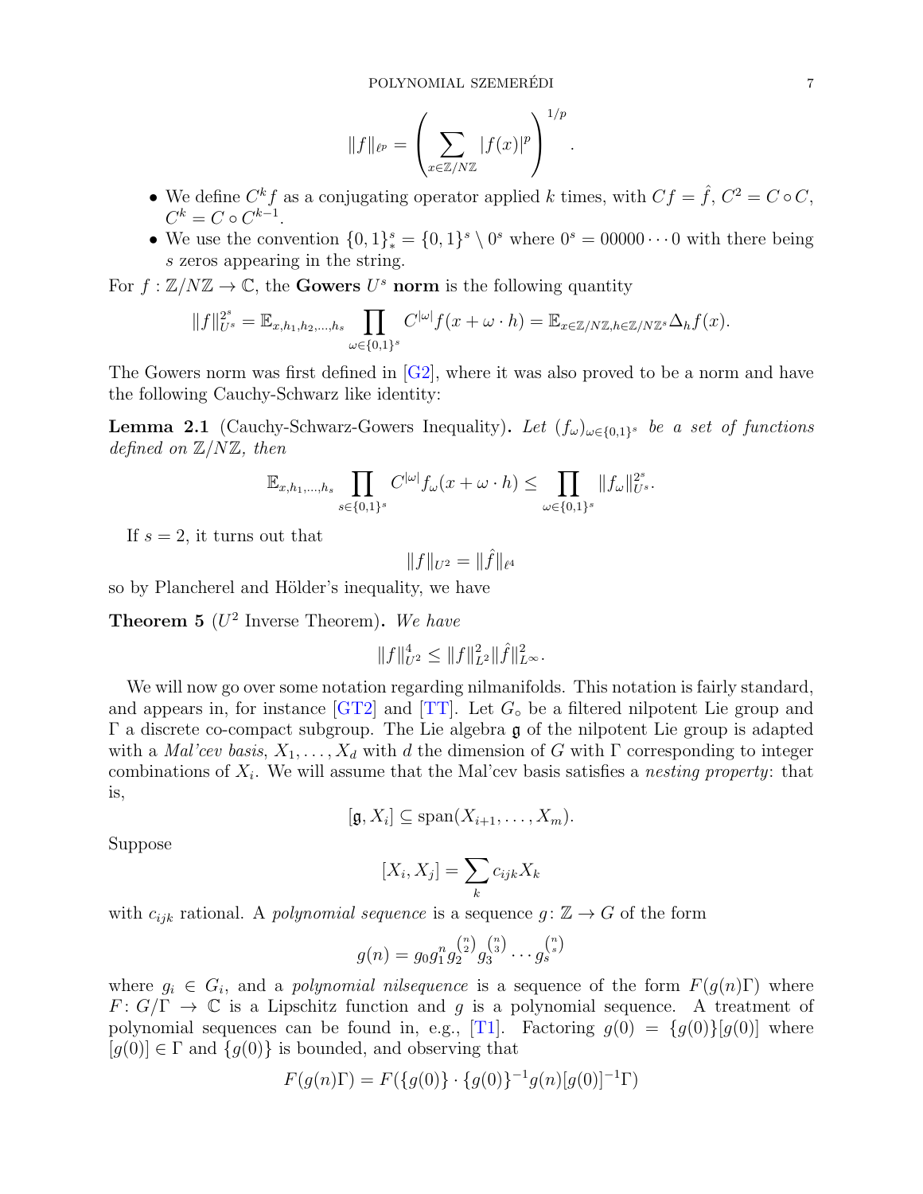$$\|f\|_{\ell^p} = \left( \sum_{x \in \mathbb{Z}/N\mathbb{Z}} |f(x)|^p \right)^{1/p}.$$

- We define $C^k f$ as a conjugating operator applied $k$ times, with $Cf = \hat{f}$, $C^2 = C \circ C$, $C^k = C \circ C^{k-1}$.
- We use the convention $\{0,1\}^s_* = \{0,1\}^s \setminus 0^s$ where $0^s = 00000 \cdots 0$ with there being $s$ zeros appearing in the string.

For $f : \mathbb{Z}/N\mathbb{Z} \to \mathbb{C}$, the **Gowers $U^s$ norm** is the following quantity

$$\|f\|_{U^s}^{2^s} = \mathbb{E}_{x,h_1,h_2,\ldots,h_s} \prod_{\omega \in \{0,1\}^s} C^{|\omega|} f(x + \omega \cdot h) = \mathbb{E}_{x \in \mathbb{Z}/N\mathbb{Z}, h \in \mathbb{Z}/N\mathbb{Z}^s} \Delta_h f(x).$$

The Gowers norm was first defined in [G2], where it was also proved to be a norm and have the following Cauchy-Schwarz like identity:

**Lemma 2.1** (Cauchy-Schwarz-Gowers Inequality)**.** *Let $(f_\omega)_{\omega \in \{0,1\}^s}$ be a set of functions defined on $\mathbb{Z}/N\mathbb{Z}$, then*

$$\mathbb{E}_{x,h_1,\ldots,h_s} \prod_{s \in \{0,1\}^s} C^{|\omega|} f_\omega(x + \omega \cdot h) \leq \prod_{\omega \in \{0,1\}^s} \|f_\omega\|_{U^s}^{2^s}.$$

If $s = 2$, it turns out that

$$\|f\|_{U^2} = \|\hat{f}\|_{\ell^4}$$

so by Plancherel and Hölder's inequality, we have

**Theorem 5** ($U^2$ Inverse Theorem)**.** *We have*

$$\|f\|_{U^2}^4 \leq \|f\|_{L^2}^2 \|\hat{f}\|_{L^\infty}^2.$$

We will now go over some notation regarding nilmanifolds. This notation is fairly standard, and appears in, for instance [GT2] and [TT]. Let $G_\circ$ be a filtered nilpotent Lie group and $\Gamma$ a discrete co-compact subgroup. The Lie algebra $\mathfrak{g}$ of the nilpotent Lie group is adapted with a *Mal'cev basis*, $X_1, \ldots, X_d$ with $d$ the dimension of $G$ with $\Gamma$ corresponding to integer combinations of $X_i$. We will assume that the Mal'cev basis satisfies a *nesting property*: that is,

$$[\mathfrak{g}, X_i] \subseteq \text{span}(X_{i+1}, \ldots, X_m).$$

Suppose

$$[X_i, X_j] = \sum_k c_{ijk} X_k$$

with $c_{ijk}$ rational. A *polynomial sequence* is a sequence $g \colon \mathbb{Z} \to G$ of the form

$$g(n) = g_0 g_1^n g_2^{\binom{n}{2}} g_3^{\binom{n}{3}} \cdots g_s^{\binom{n}{s}}$$

where $g_i \in G_i$, and a *polynomial nilsequence* is a sequence of the form $F(g(n)\Gamma)$ where $F \colon G/\Gamma \to \mathbb{C}$ is a Lipschitz function and $g$ is a polynomial sequence. A treatment of polynomial sequences can be found in, e.g., [T1]. Factoring $g(0) = \{g(0)\}[g(0)]$ where $[g(0)] \in \Gamma$ and $\{g(0)\}$ is bounded, and observing that

$$F(g(n)\Gamma) = F(\{g(0)\} \cdot \{g(0)\}^{-1} g(n) [g(0)]^{-1} \Gamma)$$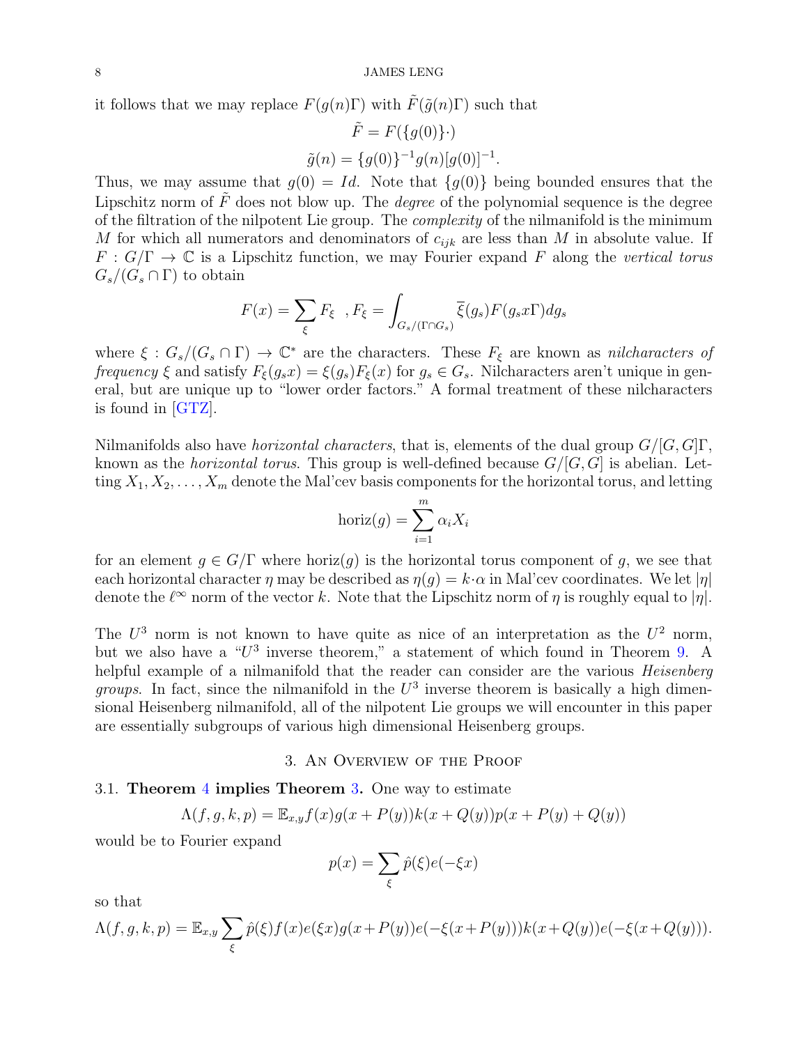it follows that we may replace $F(g(n)\Gamma)$ with $\tilde{F}(\tilde{g}(n)\Gamma)$ such that

$$\tilde{F} = F(\{g(0)\}\cdot)$$

$$\tilde{g}(n) = \{g(0)\}^{-1}g(n)[g(0)]^{-1}.$$

Thus, we may assume that $g(0) = Id$. Note that $\{g(0)\}$ being bounded ensures that the Lipschitz norm of $\tilde{F}$ does not blow up. The *degree* of the polynomial sequence is the degree of the filtration of the nilpotent Lie group. The *complexity* of the nilmanifold is the minimum $M$ for which all numerators and denominators of $c_{ijk}$ are less than $M$ in absolute value. If $F : G/\Gamma \to \mathbb{C}$ is a Lipschitz function, we may Fourier expand $F$ along the *vertical torus* $G_s/(G_s \cap \Gamma)$ to obtain

$$F(x) = \sum_\xi F_\xi \quad, F_\xi = \int_{G_s/(\Gamma \cap G_s)} \overline{\xi}(g_s) F(g_s x \Gamma) dg_s$$

where $\xi : G_s/(G_s \cap \Gamma) \to \mathbb{C}^*$ are the characters. These $F_\xi$ are known as *nilcharacters of frequency* $\xi$ and satisfy $F_\xi(g_s x) = \xi(g_s) F_\xi(x)$ for $g_s \in G_s$. Nilcharacters aren't unique in general, but are unique up to "lower order factors." A formal treatment of these nilcharacters is found in [GTZ].

Nilmanifolds also have *horizontal characters*, that is, elements of the dual group $G/[G,G]\Gamma$, known as the *horizontal torus*. This group is well-defined because $G/[G,G]$ is abelian. Letting $X_1, X_2, \dots, X_m$ denote the Mal'cev basis components for the horizontal torus, and letting

$$\text{horiz}(g) = \sum_{i=1}^m \alpha_i X_i$$

for an element $g \in G/\Gamma$ where $\text{horiz}(g)$ is the horizontal torus component of $g$, we see that each horizontal character $\eta$ may be described as $\eta(g) = k \cdot \alpha$ in Mal'cev coordinates. We let $|\eta|$ denote the $\ell^\infty$ norm of the vector $k$. Note that the Lipschitz norm of $\eta$ is roughly equal to $|\eta|$.

The $U^3$ norm is not known to have quite as nice of an interpretation as the $U^2$ norm, but we also have a "$U^3$ inverse theorem," a statement of which found in Theorem 9. A helpful example of a nilmanifold that the reader can consider are the various *Heisenberg groups*. In fact, since the nilmanifold in the $U^3$ inverse theorem is basically a high dimensional Heisenberg nilmanifold, all of the nilpotent Lie groups we will encounter in this paper are essentially subgroups of various high dimensional Heisenberg groups.

## 3. An Overview of the Proof

### 3.1. Theorem 4 implies Theorem 3.

One way to estimate

$$\Lambda(f,g,k,p) = \mathbb{E}_{x,y} f(x) g(x + P(y)) k(x + Q(y)) p(x + P(y) + Q(y))$$

would be to Fourier expand

$$p(x) = \sum_\xi \hat{p}(\xi) e(-\xi x)$$

so that

$$\Lambda(f,g,k,p) = \mathbb{E}_{x,y} \sum_\xi \hat{p}(\xi) f(x) e(\xi x) g(x+P(y)) e(-\xi(x+P(y))) k(x+Q(y)) e(-\xi(x+Q(y))).$$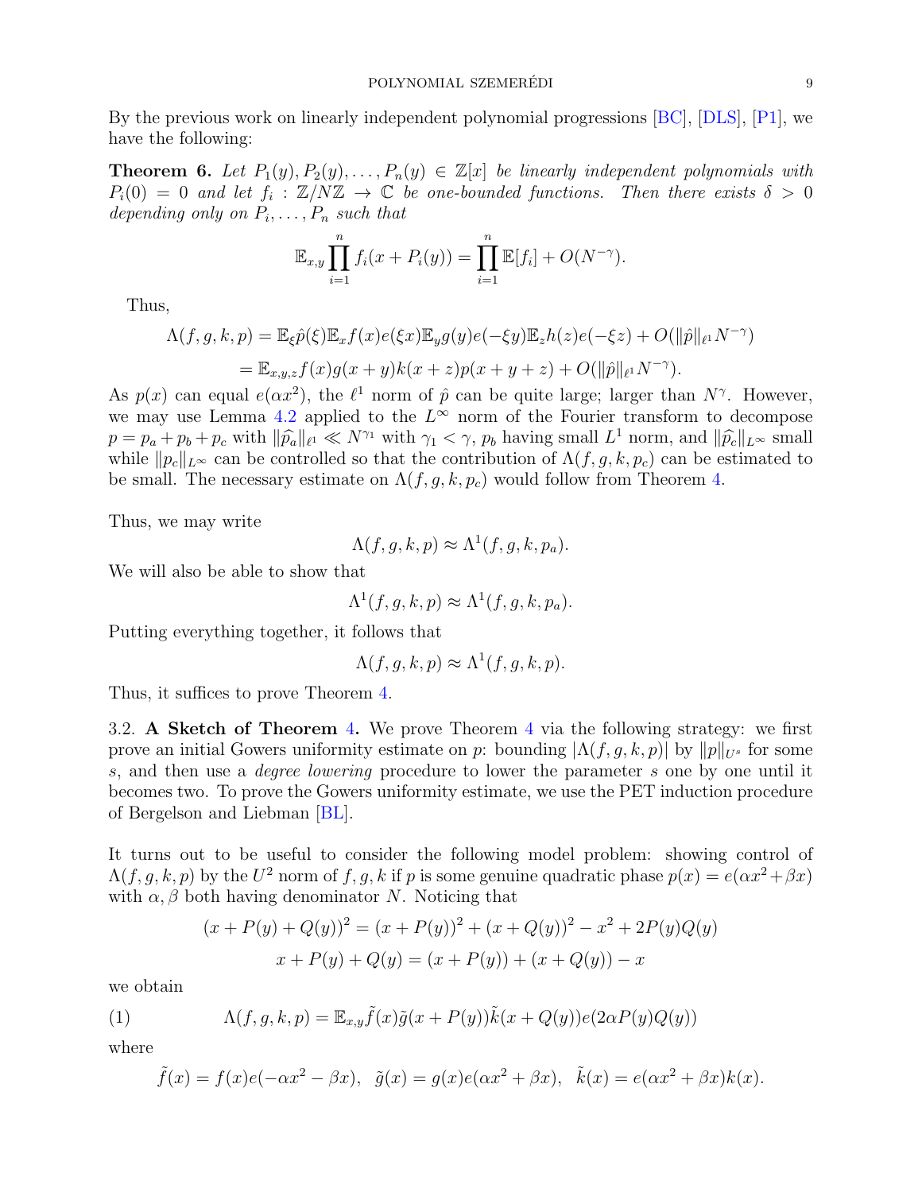By the previous work on linearly independent polynomial progressions [BC], [DLS], [P1], we have the following:

**Theorem 6.** *Let $P_1(y), P_2(y), \ldots, P_n(y) \in \mathbb{Z}[x]$ be linearly independent polynomials with $P_i(0) = 0$ and let $f_i : \mathbb{Z}/N\mathbb{Z} \to \mathbb{C}$ be one-bounded functions. Then there exists $\delta > 0$ depending only on $P_i, \ldots, P_n$ such that*

$$\mathbb{E}_{x,y} \prod_{i=1}^{n} f_i(x + P_i(y)) = \prod_{i=1}^{n} \mathbb{E}[f_i] + O(N^{-\gamma}).$$

Thus,

$$\begin{aligned}
\Lambda(f, g, k, p) &= \mathbb{E}_{\xi} \hat{p}(\xi) \mathbb{E}_x f(x) e(\xi x) \mathbb{E}_y g(y) e(-\xi y) \mathbb{E}_z h(z) e(-\xi z) + O(\|\hat{p}\|_{\ell^1} N^{-\gamma}) \\
&= \mathbb{E}_{x,y,z} f(x) g(x+y) k(x+z) p(x+y+z) + O(\|\hat{p}\|_{\ell^1} N^{-\gamma}).
\end{aligned}$$

As $p(x)$ can equal $e(\alpha x^2)$, the $\ell^1$ norm of $\hat{p}$ can be quite large; larger than $N^{\gamma}$. However, we may use Lemma 4.2 applied to the $L^\infty$ norm of the Fourier transform to decompose $p = p_a + p_b + p_c$ with $\|\widehat{p_a}\|_{\ell^1} \ll N^{\gamma_1}$ with $\gamma_1 < \gamma$, $p_b$ having small $L^1$ norm, and $\|\widehat{p_c}\|_{L^\infty}$ small while $\|p_c\|_{L^\infty}$ can be controlled so that the contribution of $\Lambda(f, g, k, p_c)$ can be estimated to be small. The necessary estimate on $\Lambda(f, g, k, p_c)$ would follow from Theorem 4.

Thus, we may write

$$\Lambda(f, g, k, p) \approx \Lambda^1(f, g, k, p_a).$$

We will also be able to show that

$$\Lambda^1(f, g, k, p) \approx \Lambda^1(f, g, k, p_a).$$

Putting everything together, it follows that

$$\Lambda(f, g, k, p) \approx \Lambda^1(f, g, k, p).$$

Thus, it suffices to prove Theorem 4.

### 3.2. A Sketch of Theorem 4.

We prove Theorem 4 via the following strategy: we first prove an initial Gowers uniformity estimate on $p$: bounding $|\Lambda(f, g, k, p)|$ by $\|p\|_{U^s}$ for some $s$, and then use a *degree lowering* procedure to lower the parameter $s$ one by one until it becomes two. To prove the Gowers uniformity estimate, we use the PET induction procedure of Bergelson and Liebman [BL].

It turns out to be useful to consider the following model problem: showing control of $\Lambda(f, g, k, p)$ by the $U^2$ norm of $f, g, k$ if $p$ is some genuine quadratic phase $p(x) = e(\alpha x^2 + \beta x)$ with $\alpha, \beta$ both having denominator $N$. Noticing that

$$\begin{aligned}
(x + P(y) + Q(y))^2 &= (x + P(y))^2 + (x + Q(y))^2 - x^2 + 2P(y)Q(y) \\
x + P(y) + Q(y) &= (x + P(y)) + (x + Q(y)) - x
\end{aligned}$$

we obtain

$$\Lambda(f, g, k, p) = \mathbb{E}_{x,y} \tilde{f}(x) \tilde{g}(x + P(y)) \tilde{k}(x + Q(y)) e(2\alpha P(y) Q(y)) \tag{1}$$

where

$$\tilde{f}(x) = f(x) e(-\alpha x^2 - \beta x), \quad \tilde{g}(x) = g(x) e(\alpha x^2 + \beta x), \quad \tilde{k}(x) = e(\alpha x^2 + \beta x) k(x).$$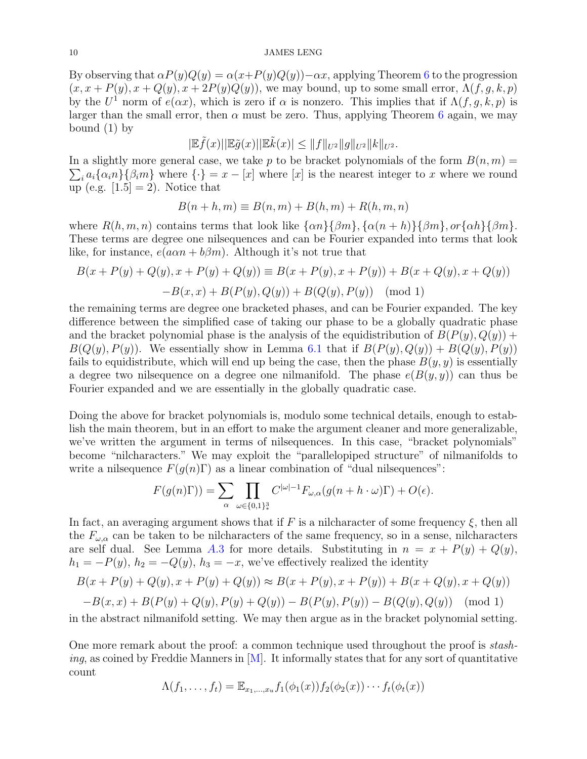By observing that $\alpha P(y)Q(y) = \alpha(x+P(y)Q(y)) - \alpha x$, applying Theorem 6 to the progression $(x, x+P(y), x+Q(y), x+2P(y)Q(y))$, we may bound, up to some small error, $\Lambda(f,g,k,p)$ by the $U^1$ norm of $e(\alpha x)$, which is zero if $\alpha$ is nonzero. This implies that if $\Lambda(f,g,k,p)$ is larger than the small error, then $\alpha$ must be zero. Thus, applying Theorem 6 again, we may bound (1) by

$$|\mathbb{E}\tilde{f}(x)||\mathbb{E}\tilde{g}(x)||\mathbb{E}\tilde{k}(x)| \leq \|f\|_{U^2}\|g\|_{U^2}\|k\|_{U^2}.$$

In a slightly more general case, we take $p$ to be bracket polynomials of the form $B(n,m) = \sum_i a_i\{\alpha_i n\}\{\beta_i m\}$ where $\{\cdot\} = x - [x]$ where $[x]$ is the nearest integer to $x$ where we round up (e.g. $[1.5] = 2$). Notice that

$$B(n+h, m) \equiv B(n,m) + B(h,m) + R(h,m,n)$$

where $R(h,m,n)$ contains terms that look like $\{\alpha n\}\{\beta m\}, \{\alpha(n+h)\}\{\beta m\}, or \{\alpha h\}\{\beta m\}$. These terms are degree one nilsequences and can be Fourier expanded into terms that look like, for instance, $e(a\alpha n + b\beta m)$. Although it's not true that

$$B(x+P(y)+Q(y), x+P(y)+Q(y)) \equiv B(x+P(y), x+P(y)) + B(x+Q(y), x+Q(y))$$
$$-B(x,x) + B(P(y),Q(y)) + B(Q(y),P(y)) \pmod 1$$

the remaining terms are degree one bracketed phases, and can be Fourier expanded. The key difference between the simplified case of taking our phase to be a globally quadratic phase and the bracket polynomial phase is the analysis of the equidistribution of $B(P(y),Q(y)) + B(Q(y),P(y))$. We essentially show in Lemma 6.1 that if $B(P(y),Q(y)) + B(Q(y),P(y))$ fails to equidistribute, which will end up being the case, then the phase $B(y,y)$ is essentially a degree two nilsequence on a degree one nilmanifold. The phase $e(B(y,y))$ can thus be Fourier expanded and we are essentially in the globally quadratic case.

Doing the above for bracket polynomials is, modulo some technical details, enough to establish the main theorem, but in an effort to make the argument cleaner and more generalizable, we've written the argument in terms of nilsequences. In this case, "bracket polynomials" become "nilcharacters." We may exploit the "parallelopiped structure" of nilmanifolds to write a nilsequence $F(g(n)\Gamma)$ as a linear combination of "dual nilsequences":

$$F(g(n)\Gamma)) = \sum_\alpha \prod_{\omega\in\{0,1\}^3_*} C^{|\omega|-1}F_{\omega,\alpha}(g(n+h\cdot\omega)\Gamma) + O(\epsilon).$$

In fact, an averaging argument shows that if $F$ is a nilcharacter of some frequency $\xi$, then all the $F_{\omega,\alpha}$ can be taken to be nilcharacters of the same frequency, so in a sense, nilcharacters are self dual. See Lemma A.3 for more details. Substituting in $n = x+P(y)+Q(y)$, $h_1 = -P(y)$, $h_2 = -Q(y)$, $h_3 = -x$, we've effectively realized the identity

$$B(x+P(y)+Q(y), x+P(y)+Q(y)) \approx B(x+P(y), x+P(y)) + B(x+Q(y), x+Q(y))$$
$$-B(x,x) + B(P(y)+Q(y), P(y)+Q(y)) - B(P(y),P(y)) - B(Q(y),Q(y)) \pmod 1$$

in the abstract nilmanifold setting. We may then argue as in the bracket polynomial setting.

One more remark about the proof: a common technique used throughout the proof is *stashing*, as coined by Freddie Manners in [M]. It informally states that for any sort of quantitative count

$$\Lambda(f_1,\dots,f_t) = \mathbb{E}_{x_1,\dots,x_u} f_1(\phi_1(x))f_2(\phi_2(x))\cdots f_t(\phi_t(x))$$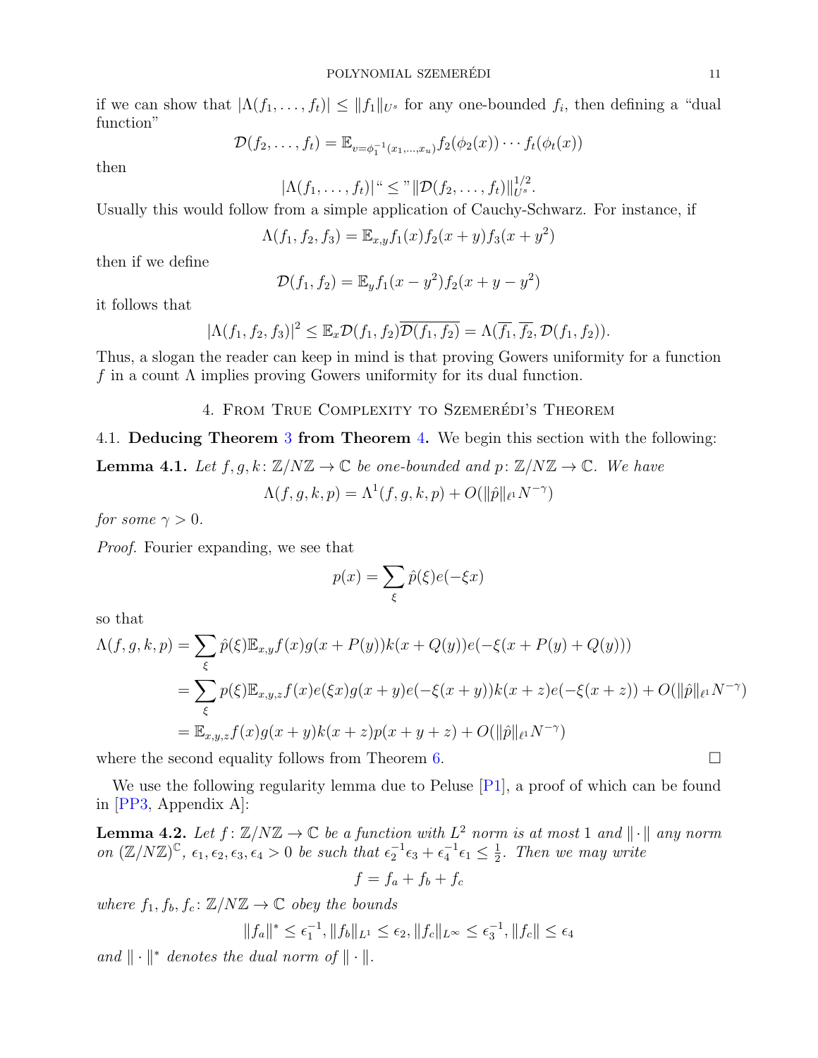if we can show that $|\Lambda(f_1, \ldots, f_t)| \leq \|f_1\|_{U^s}$ for any one-bounded $f_i$, then defining a "dual function"

$$\mathcal{D}(f_2, \ldots, f_t) = \mathbb{E}_{v=\phi_1^{-1}(x_1,\ldots,x_u)} f_2(\phi_2(x)) \cdots f_t(\phi_t(x))$$

then

$$|\Lambda(f_1, \ldots, f_t)| \text{``} \leq \text{''} \|\mathcal{D}(f_2, \ldots, f_t)\|_{U^s}^{1/2}.$$

Usually this would follow from a simple application of Cauchy-Schwarz. For instance, if

$$\Lambda(f_1, f_2, f_3) = \mathbb{E}_{x,y} f_1(x) f_2(x+y) f_3(x+y^2)$$

then if we define

$$\mathcal{D}(f_1, f_2) = \mathbb{E}_y f_1(x-y^2) f_2(x+y-y^2)$$

it follows that

$$|\Lambda(f_1, f_2, f_3)|^2 \leq \mathbb{E}_x \mathcal{D}(f_1, f_2) \overline{\mathcal{D}(f_1, f_2)} = \Lambda(\overline{f_1}, \overline{f_2}, \mathcal{D}(f_1, f_2)).$$

Thus, a slogan the reader can keep in mind is that proving Gowers uniformity for a function $f$ in a count $\Lambda$ implies proving Gowers uniformity for its dual function.

## 4. From True Complexity to Szemerédi's Theorem

### 4.1. Deducing Theorem 3 from Theorem 4.

We begin this section with the following:

**Lemma 4.1.** *Let $f, g, k \colon \mathbb{Z}/N\mathbb{Z} \to \mathbb{C}$ be one-bounded and $p \colon \mathbb{Z}/N\mathbb{Z} \to \mathbb{C}$. We have*

$$\Lambda(f, g, k, p) = \Lambda^1(f, g, k, p) + O(\|\hat{p}\|_{\ell^1} N^{-\gamma})$$

*for some $\gamma > 0$.*

*Proof.* Fourier expanding, we see that

$$p(x) = \sum_{\xi} \hat{p}(\xi) e(-\xi x)$$

so that

$$\begin{aligned}
\Lambda(f, g, k, p) &= \sum_{\xi} \hat{p}(\xi) \mathbb{E}_{x,y} f(x) g(x+P(y)) k(x+Q(y)) e(-\xi(x+P(y)+Q(y))) \\
&= \sum_{\xi} p(\xi) \mathbb{E}_{x,y,z} f(x) e(\xi x) g(x+y) e(-\xi(x+y)) k(x+z) e(-\xi(x+z)) + O(\|\hat{p}\|_{\ell^1} N^{-\gamma}) \\
&= \mathbb{E}_{x,y,z} f(x) g(x+y) k(x+z) p(x+y+z) + O(\|\hat{p}\|_{\ell^1} N^{-\gamma})
\end{aligned}$$

where the second equality follows from Theorem 6. $\square$

We use the following regularity lemma due to Peluse [P1], a proof of which can be found in [PP3, Appendix A]:

**Lemma 4.2.** *Let $f \colon \mathbb{Z}/N\mathbb{Z} \to \mathbb{C}$ be a function with $L^2$ norm is at most $1$ and $\|\cdot\|$ any norm on $(\mathbb{Z}/N\mathbb{Z})^{\mathbb{C}}$, $\epsilon_1, \epsilon_2, \epsilon_3, \epsilon_4 > 0$ be such that $\epsilon_2^{-1}\epsilon_3 + \epsilon_4^{-1}\epsilon_1 \leq \frac{1}{2}$. Then we may write*

$$f = f_a + f_b + f_c$$

*where $f_1, f_b, f_c \colon \mathbb{Z}/N\mathbb{Z} \to \mathbb{C}$ obey the bounds*

$$\|f_a\|^* \leq \epsilon_1^{-1}, \|f_b\|_{L^1} \leq \epsilon_2, \|f_c\|_{L^\infty} \leq \epsilon_3^{-1}, \|f_c\| \leq \epsilon_4$$

*and $\|\cdot\|^*$ denotes the dual norm of $\|\cdot\|$.*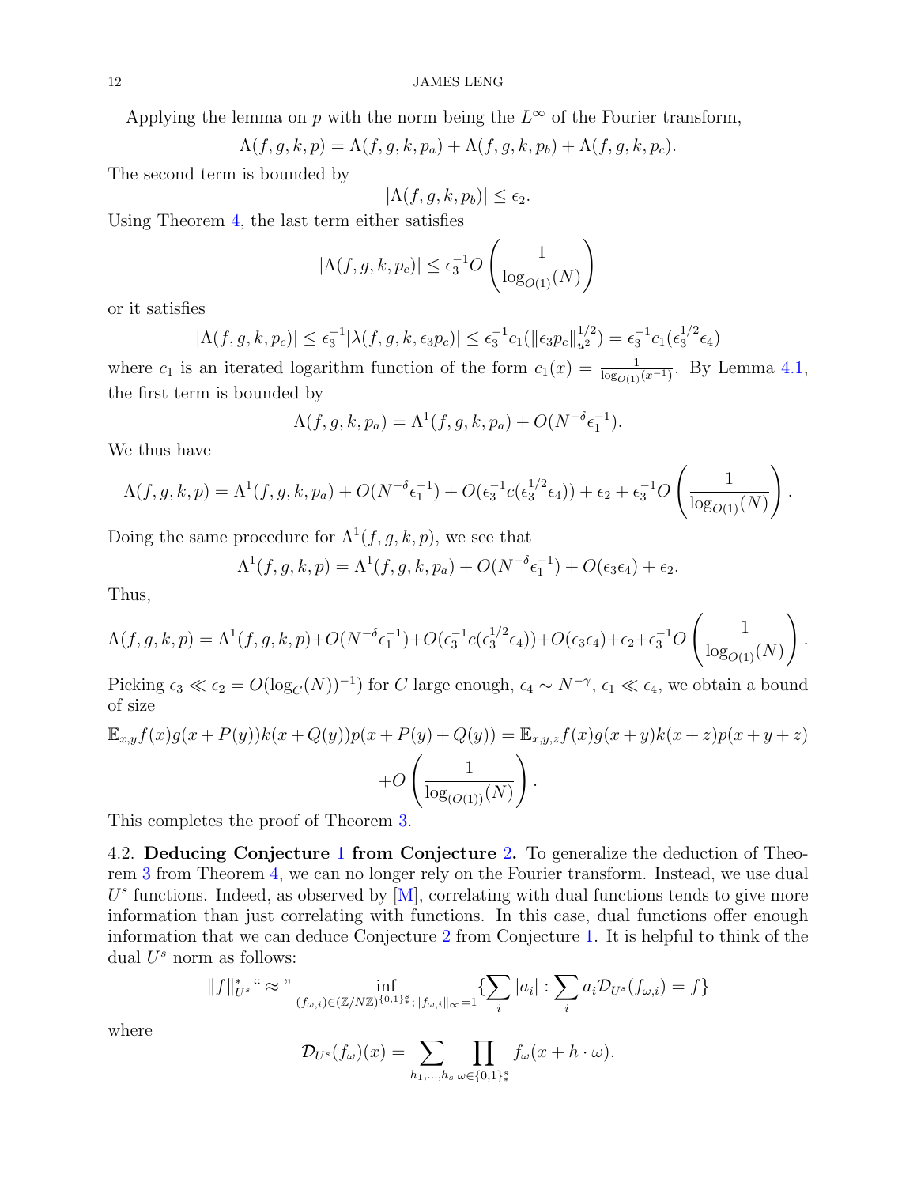Applying the lemma on $p$ with the norm being the $L^\infty$ of the Fourier transform,

$$\Lambda(f,g,k,p) = \Lambda(f,g,k,p_a) + \Lambda(f,g,k,p_b) + \Lambda(f,g,k,p_c).$$

The second term is bounded by

$$|\Lambda(f,g,k,p_b)| \le \epsilon_2.$$

Using Theorem 4, the last term either satisfies

$$|\Lambda(f,g,k,p_c)| \le \epsilon_3^{-1} O\left(\frac{1}{\log_{O(1)}(N)}\right)$$

or it satisfies

$$|\Lambda(f,g,k,p_c)| \le \epsilon_3^{-1}|\lambda(f,g,k,\epsilon_3 p_c)| \le \epsilon_3^{-1} c_1(\|\epsilon_3 p_c\|_{u^2}^{1/2}) = \epsilon_3^{-1} c_1(\epsilon_3^{1/2}\epsilon_4)$$

where $c_1$ is an iterated logarithm function of the form $c_1(x) = \frac{1}{\log_{O(1)}(x^{-1})}$. By Lemma 4.1, the first term is bounded by

$$\Lambda(f,g,k,p_a) = \Lambda^1(f,g,k,p_a) + O(N^{-\delta}\epsilon_1^{-1}).$$

We thus have

$$\Lambda(f,g,k,p) = \Lambda^1(f,g,k,p_a) + O(N^{-\delta}\epsilon_1^{-1}) + O(\epsilon_3^{-1}c(\epsilon_3^{1/2}\epsilon_4)) + \epsilon_2 + \epsilon_3^{-1}O\left(\frac{1}{\log_{O(1)}(N)}\right).$$

Doing the same procedure for $\Lambda^1(f,g,k,p)$, we see that

$$\Lambda^1(f,g,k,p) = \Lambda^1(f,g,k,p_a) + O(N^{-\delta}\epsilon_1^{-1}) + O(\epsilon_3\epsilon_4) + \epsilon_2.$$

Thus,

$$\Lambda(f,g,k,p) = \Lambda^1(f,g,k,p) + O(N^{-\delta}\epsilon_1^{-1}) + O(\epsilon_3^{-1}c(\epsilon_3^{1/2}\epsilon_4)) + O(\epsilon_3\epsilon_4) + \epsilon_2 + \epsilon_3^{-1}O\left(\frac{1}{\log_{O(1)}(N)}\right).$$

Picking $\epsilon_3 \ll \epsilon_2 = O(\log_C(N))^{-1})$ for $C$ large enough, $\epsilon_4 \sim N^{-\gamma}$, $\epsilon_1 \ll \epsilon_4$, we obtain a bound of size

$$\mathbb{E}_{x,y} f(x)g(x+P(y))k(x+Q(y))p(x+P(y)+Q(y)) = \mathbb{E}_{x,y,z} f(x)g(x+y)k(x+z)p(x+y+z) + O\left(\frac{1}{\log_{(O(1))}(N)}\right).$$

This completes the proof of Theorem 3.

## 4.2. Deducing Conjecture 1 from Conjecture 2.

To generalize the deduction of Theorem 3 from Theorem 4, we can no longer rely on the Fourier transform. Instead, we use dual $U^s$ functions. Indeed, as observed by [M], correlating with dual functions tends to give more information than just correlating with functions. In this case, dual functions offer enough information that we can deduce Conjecture 2 from Conjecture 1. It is helpful to think of the dual $U^s$ norm as follows:

$$\|f\|_{U^s}^* \text{``} \approx \text{''} \inf_{(f_{\omega,i}) \in (\mathbb{Z}/N\mathbb{Z})^{\{0,1\}_*^s}; \|f_{\omega,i}\|_\infty = 1} \{\sum_i |a_i| : \sum_i a_i \mathcal{D}_{U^s}(f_{\omega,i}) = f\}$$

where

$$\mathcal{D}_{U^s}(f_\omega)(x) = \sum_{h_1,\dots,h_s} \prod_{\omega \in \{0,1\}_*^s} f_\omega(x + h\cdot\omega).$$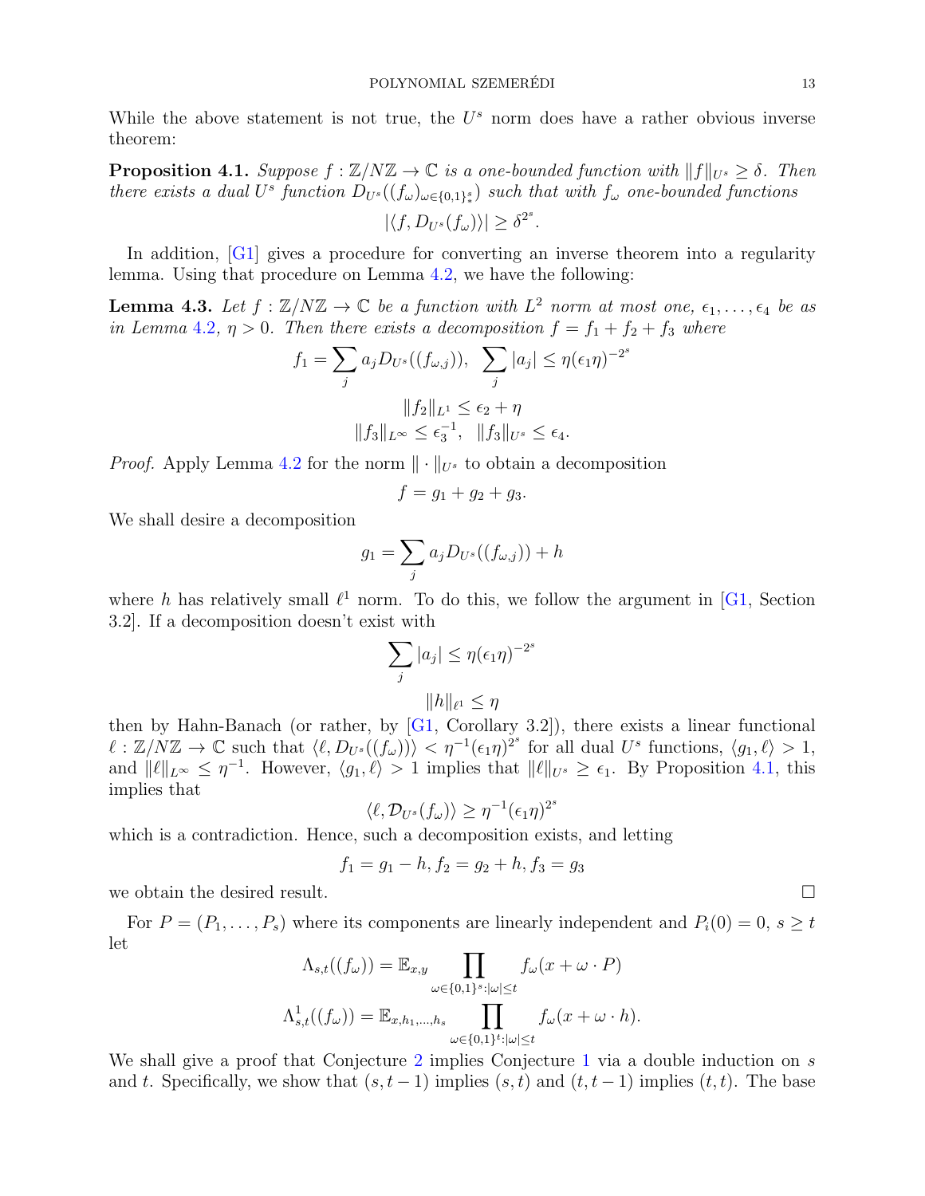While the above statement is not true, the $U^s$ norm does have a rather obvious inverse theorem:

**Proposition 4.1.** *Suppose $f : \mathbb{Z}/N\mathbb{Z} \to \mathbb{C}$ is a one-bounded function with $\|f\|_{U^s} \geq \delta$. Then there exists a dual $U^s$ function $D_{U^s}((f_\omega)_{\omega \in \{0,1\}^s_*})$ such that with $f_\omega$ one-bounded functions*

$$|\langle f, D_{U^s}(f_\omega)\rangle| \geq \delta^{2^s}.$$

In addition, [G1] gives a procedure for converting an inverse theorem into a regularity lemma. Using that procedure on Lemma 4.2, we have the following:

**Lemma 4.3.** *Let $f : \mathbb{Z}/N\mathbb{Z} \to \mathbb{C}$ be a function with $L^2$ norm at most one, $\epsilon_1, \dots, \epsilon_4$ be as in Lemma 4.2, $\eta > 0$. Then there exists a decomposition $f = f_1 + f_2 + f_3$ where*

$$f_1 = \sum_j a_j D_{U^s}((f_{\omega,j})), \quad \sum_j |a_j| \leq \eta(\epsilon_1 \eta)^{-2^s}$$

$$\|f_2\|_{L^1} \leq \epsilon_2 + \eta$$

$$\|f_3\|_{L^\infty} \leq \epsilon_3^{-1}, \quad \|f_3\|_{U^s} \leq \epsilon_4.$$

*Proof.* Apply Lemma 4.2 for the norm $\|\cdot\|_{U^s}$ to obtain a decomposition

$$f = g_1 + g_2 + g_3.$$

We shall desire a decomposition

$$g_1 = \sum_j a_j D_{U^s}((f_{\omega,j})) + h$$

where $h$ has relatively small $\ell^1$ norm. To do this, we follow the argument in [G1, Section 3.2]. If a decomposition doesn't exist with

$$\sum_j |a_j| \leq \eta(\epsilon_1 \eta)^{-2^s}$$

$$\|h\|_{\ell^1} \leq \eta$$

then by Hahn-Banach (or rather, by [G1, Corollary 3.2]), there exists a linear functional $\ell : \mathbb{Z}/N\mathbb{Z} \to \mathbb{C}$ such that $\langle \ell, D_{U^s}((f_\omega))\rangle < \eta^{-1}(\epsilon_1\eta)^{2^s}$ for all dual $U^s$ functions, $\langle g_1, \ell\rangle > 1$, and $\|\ell\|_{L^\infty} \leq \eta^{-1}$. However, $\langle g_1, \ell\rangle > 1$ implies that $\|\ell\|_{U^s} \geq \epsilon_1$. By Proposition 4.1, this implies that

$$\langle \ell, \mathcal{D}_{U^s}(f_\omega)\rangle \geq \eta^{-1}(\epsilon_1\eta)^{2^s}$$

which is a contradiction. Hence, such a decomposition exists, and letting

$$f_1 = g_1 - h, f_2 = g_2 + h, f_3 = g_3$$

we obtain the desired result. $\square$

For $P = (P_1, \dots, P_s)$ where its components are linearly independent and $P_i(0) = 0$, $s \geq t$ let

$$\Lambda_{s,t}((f_\omega)) = \mathbb{E}_{x,y} \prod_{\omega \in \{0,1\}^s : |\omega| \leq t} f_\omega(x + \omega \cdot P)$$

$$\Lambda^1_{s,t}((f_\omega)) = \mathbb{E}_{x,h_1,\dots,h_s} \prod_{\omega \in \{0,1\}^t : |\omega| \leq t} f_\omega(x + \omega \cdot h).$$

We shall give a proof that Conjecture 2 implies Conjecture 1 via a double induction on $s$ and $t$. Specifically, we show that $(s, t-1)$ implies $(s,t)$ and $(t, t-1)$ implies $(t,t)$. The base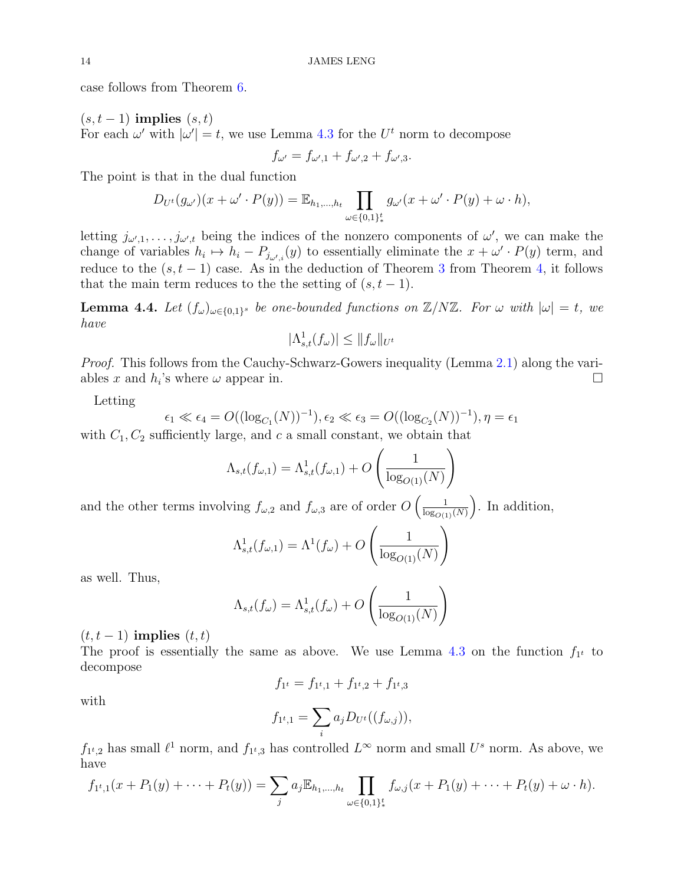case follows from Theorem 6.

**$(s, t-1)$ implies $(s, t)$**
For each $\omega'$ with $|\omega'| = t$, we use Lemma 4.3 for the $U^t$ norm to decompose

$$f_{\omega'} = f_{\omega',1} + f_{\omega',2} + f_{\omega',3}.$$

The point is that in the dual function

$$D_{U^t}(g_{\omega'})(x + \omega' \cdot P(y)) = \mathbb{E}_{h_1,\dots,h_t} \prod_{\omega \in \{0,1\}^t_*} g_{\omega'}(x + \omega' \cdot P(y) + \omega \cdot h),$$

letting $j_{\omega',1}, \dots, j_{\omega',t}$ being the indices of the nonzero components of $\omega'$, we can make the change of variables $h_i \mapsto h_i - P_{j_{\omega',i}}(y)$ to essentially eliminate the $x + \omega' \cdot P(y)$ term, and reduce to the $(s, t-1)$ case. As in the deduction of Theorem 3 from Theorem 4, it follows that the main term reduces to the the setting of $(s, t-1)$.

**Lemma 4.4.** *Let $(f_\omega)_{\omega \in \{0,1\}^s}$ be one-bounded functions on $\mathbb{Z}/N\mathbb{Z}$. For $\omega$ with $|\omega| = t$, we have*

$$|\Lambda^1_{s,t}(f_\omega)| \le \|f_\omega\|_{U^t}$$

*Proof.* This follows from the Cauchy-Schwarz-Gowers inequality (Lemma 2.1) along the variables $x$ and $h_i$'s where $\omega$ appear in. $\square$

Letting

$$\epsilon_1 \ll \epsilon_4 = O((\log_{C_1}(N))^{-1}), \epsilon_2 \ll \epsilon_3 = O((\log_{C_2}(N))^{-1}), \eta = \epsilon_1$$

with $C_1, C_2$ sufficiently large, and $c$ a small constant, we obtain that

$$\Lambda_{s,t}(f_{\omega,1}) = \Lambda^1_{s,t}(f_{\omega,1}) + O\left(\frac{1}{\log_{O(1)}(N)}\right)$$

and the other terms involving $f_{\omega,2}$ and $f_{\omega,3}$ are of order $O\left(\frac{1}{\log_{O(1)}(N)}\right)$. In addition,

$$\Lambda^1_{s,t}(f_{\omega,1}) = \Lambda^1(f_\omega) + O\left(\frac{1}{\log_{O(1)}(N)}\right)$$

as well. Thus,

$$\Lambda_{s,t}(f_\omega) = \Lambda^1_{s,t}(f_\omega) + O\left(\frac{1}{\log_{O(1)}(N)}\right)$$

**$(t, t-1)$ implies $(t, t)$**
The proof is essentially the same as above. We use Lemma 4.3 on the function $f_{1^t}$ to decompose

$$f_{1^t} = f_{1^t,1} + f_{1^t,2} + f_{1^t,3}$$

with

$$f_{1^t,1} = \sum_i a_j D_{U^t}((f_{\omega,j})),$$

$f_{1^t,2}$ has small $\ell^1$ norm, and $f_{1^t,3}$ has controlled $L^\infty$ norm and small $U^s$ norm. As above, we have

$$f_{1^t,1}(x + P_1(y) + \cdots + P_t(y)) = \sum_j a_j \mathbb{E}_{h_1,\dots,h_t} \prod_{\omega \in \{0,1\}^t_*} f_{\omega,j}(x + P_1(y) + \cdots + P_t(y) + \omega \cdot h).$$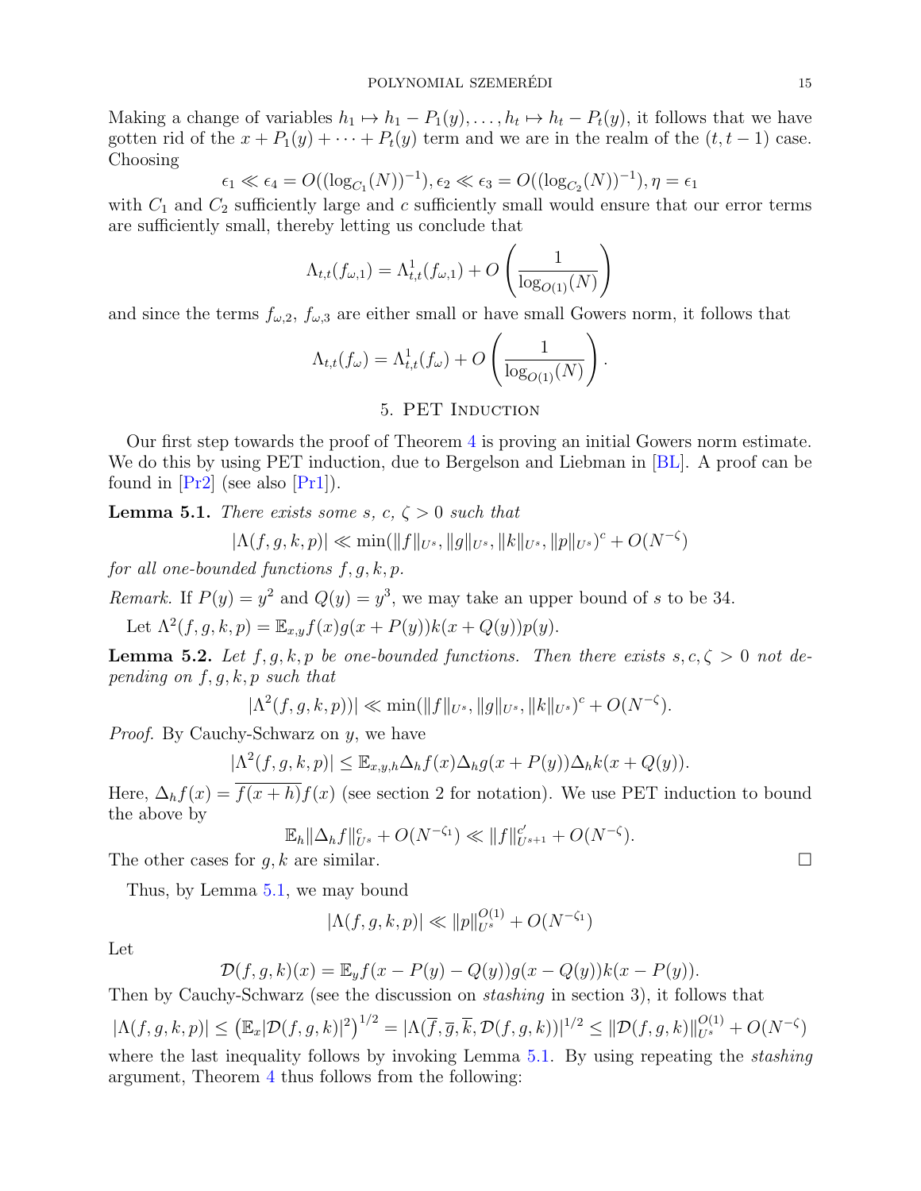Making a change of variables $h_1 \mapsto h_1 - P_1(y), \ldots, h_t \mapsto h_t - P_t(y)$, it follows that we have gotten rid of the $x + P_1(y) + \cdots + P_t(y)$ term and we are in the realm of the $(t, t-1)$ case. Choosing

$$\epsilon_1 \ll \epsilon_4 = O((\log_{C_1}(N))^{-1}), \epsilon_2 \ll \epsilon_3 = O((\log_{C_2}(N))^{-1}), \eta = \epsilon_1$$

with $C_1$ and $C_2$ sufficiently large and $c$ sufficiently small would ensure that our error terms are sufficiently small, thereby letting us conclude that

$$\Lambda_{t,t}(f_{\omega,1}) = \Lambda^1_{t,t}(f_{\omega,1}) + O\left(\frac{1}{\log_{O(1)}(N)}\right)$$

and since the terms $f_{\omega,2}$, $f_{\omega,3}$ are either small or have small Gowers norm, it follows that

$$\Lambda_{t,t}(f_\omega) = \Lambda^1_{t,t}(f_\omega) + O\left(\frac{1}{\log_{O(1)}(N)}\right).$$

## 5. PET Induction

Our first step towards the proof of Theorem 4 is proving an initial Gowers norm estimate. We do this by using PET induction, due to Bergelson and Liebman in [BL]. A proof can be found in [Pr2] (see also [Pr1]).

**Lemma 5.1.** *There exists some $s$, $c$, $\zeta > 0$ such that*

$$|\Lambda(f, g, k, p)| \ll \min(\|f\|_{U^s}, \|g\|_{U^s}, \|k\|_{U^s}, \|p\|_{U^s})^c + O(N^{-\zeta})$$

*for all one-bounded functions $f, g, k, p$.*

*Remark.* If $P(y) = y^2$ and $Q(y) = y^3$, we may take an upper bound of $s$ to be 34.

Let $\Lambda^2(f, g, k, p) = \mathbb{E}_{x,y} f(x) g(x + P(y)) k(x + Q(y)) p(y)$.

**Lemma 5.2.** *Let $f, g, k, p$ be one-bounded functions. Then there exists $s, c, \zeta > 0$ not depending on $f, g, k, p$ such that*

$$|\Lambda^2(f, g, k, p))| \ll \min(\|f\|_{U^s}, \|g\|_{U^s}, \|k\|_{U^s})^c + O(N^{-\zeta}).$$

*Proof.* By Cauchy-Schwarz on $y$, we have

$$|\Lambda^2(f, g, k, p)| \leq \mathbb{E}_{x,y,h} \Delta_h f(x) \Delta_h g(x + P(y)) \Delta_h k(x + Q(y)).$$

Here, $\Delta_h f(x) = \overline{f(x+h)} f(x)$ (see section 2 for notation). We use PET induction to bound the above by

$$\mathbb{E}_h \|\Delta_h f\|^c_{U^s} + O(N^{-\zeta_1}) \ll \|f\|^{c'}_{U^{s+1}} + O(N^{-\zeta}).$$

The other cases for $g, k$ are similar. ∎

Thus, by Lemma 5.1, we may bound

$$|\Lambda(f, g, k, p)| \ll \|p\|^{O(1)}_{U^s} + O(N^{-\zeta_1})$$

Let

$$\mathcal{D}(f, g, k)(x) = \mathbb{E}_y f(x - P(y) - Q(y)) g(x - Q(y)) k(x - P(y)).$$

Then by Cauchy-Schwarz (see the discussion on *stashing* in section 3), it follows that

$$|\Lambda(f, g, k, p)| \leq \left(\mathbb{E}_x |\mathcal{D}(f, g, k)|^2\right)^{1/2} = |\Lambda(\overline{f}, \overline{g}, \overline{k}, \mathcal{D}(f, g, k))|^{1/2} \leq \|\mathcal{D}(f, g, k)\|^{O(1)}_{U^s} + O(N^{-\zeta})$$

where the last inequality follows by invoking Lemma 5.1. By using repeating the *stashing* argument, Theorem 4 thus follows from the following: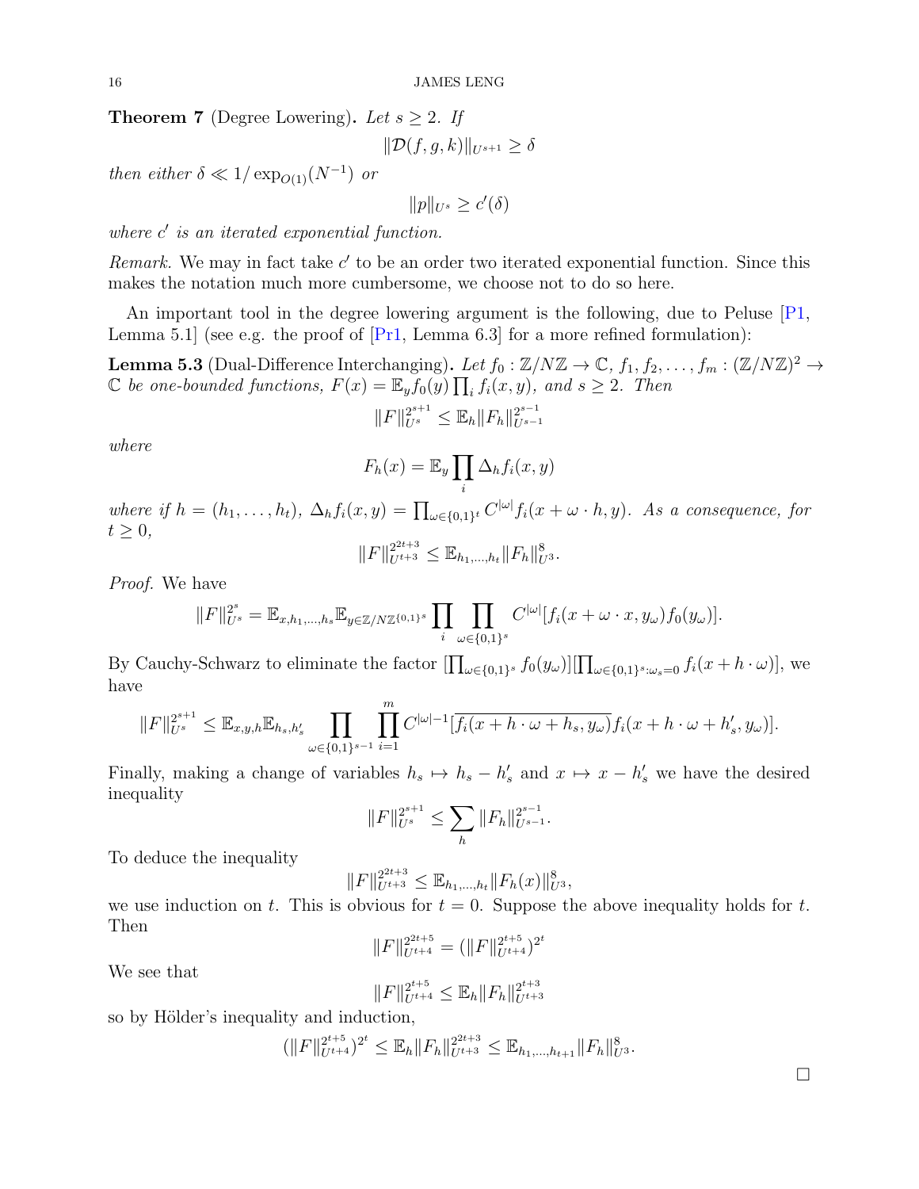**Theorem 7** (Degree Lowering)**.** *Let $s \geq 2$. If*

$$\|\mathcal{D}(f, g, k)\|_{U^{s+1}} \geq \delta$$

*then either $\delta \ll 1/\exp_{O(1)}(N^{-1})$ or*

$$\|p\|_{U^s} \geq c'(\delta)$$

*where $c'$ is an iterated exponential function.*

*Remark.* We may in fact take $c'$ to be an order two iterated exponential function. Since this makes the notation much more cumbersome, we choose not to do so here.

An important tool in the degree lowering argument is the following, due to Peluse [P1, Lemma 5.1] (see e.g. the proof of [Pr1, Lemma 6.3] for a more refined formulation):

**Lemma 5.3** (Dual-Difference Interchanging)**.** *Let $f_0 : \mathbb{Z}/N\mathbb{Z} \to \mathbb{C}$, $f_1, f_2, \dots, f_m : (\mathbb{Z}/N\mathbb{Z})^2 \to \mathbb{C}$ be one-bounded functions, $F(x) = \mathbb{E}_y f_0(y) \prod_i f_i(x, y)$, and $s \geq 2$. Then*

$$\|F\|_{U^s}^{2^{s+1}} \leq \mathbb{E}_h \|F_h\|_{U^{s-1}}^{2^{s-1}}$$

*where*

$$F_h(x) = \mathbb{E}_y \prod_i \Delta_h f_i(x, y)$$

*where if $h = (h_1, \dots, h_t)$, $\Delta_h f_i(x, y) = \prod_{\omega \in \{0,1\}^t} C^{|\omega|} f_i(x + \omega \cdot h, y)$. As a consequence, for $t \geq 0$,*

$$\|F\|_{U^{t+3}}^{2^{2t+3}} \leq \mathbb{E}_{h_1, \dots, h_t} \|F_h\|_{U^3}^8.$$

*Proof.* We have

$$\|F\|_{U^s}^{2^s} = \mathbb{E}_{x, h_1, \dots, h_s} \mathbb{E}_{y \in \mathbb{Z}/N\mathbb{Z}^{\{0,1\}^s}} \prod_i \prod_{\omega \in \{0,1\}^s} C^{|\omega|}[f_i(x + \omega \cdot x, y_\omega) f_0(y_\omega)].$$

By Cauchy-Schwarz to eliminate the factor $[\prod_{\omega \in \{0,1\}^s} f_0(y_\omega)][\prod_{\omega \in \{0,1\}^s : \omega_s = 0} f_i(x + h \cdot \omega)]$, we have

$$\|F\|_{U^s}^{2^{s+1}} \leq \mathbb{E}_{x,y,h} \mathbb{E}_{h_s, h_s'} \prod_{\omega \in \{0,1\}^{s-1}} \prod_{i=1}^m C^{|\omega|-1}[\overline{f_i(x + h \cdot \omega + h_s, y_\omega)} f_i(x + h \cdot \omega + h_s', y_\omega)].$$

Finally, making a change of variables $h_s \mapsto h_s - h_s'$ and $x \mapsto x - h_s'$ we have the desired inequality

$$\|F\|_{U^s}^{2^{s+1}} \leq \sum_h \|F_h\|_{U^{s-1}}^{2^{s-1}}.$$

To deduce the inequality

$$\|F\|_{U^{t+3}}^{2^{2t+3}} \leq \mathbb{E}_{h_1, \dots, h_t} \|F_h(x)\|_{U^3}^8,$$

we use induction on $t$. This is obvious for $t = 0$. Suppose the above inequality holds for $t$. Then

$$\|F\|_{U^{t+4}}^{2^{2t+5}} = (\|F\|_{U^{t+4}}^{2^{t+5}})^{2^t}$$

We see that

$$\|F\|_{U^{t+4}}^{2^{t+5}} \leq \mathbb{E}_h \|F_h\|_{U^{t+3}}^{2^{t+3}}$$

so by Hölder's inequality and induction,

$$(\|F\|_{U^{t+4}}^{2^{t+5}})^{2^t} \leq \mathbb{E}_h \|F_h\|_{U^{t+3}}^{2^{2t+3}} \leq \mathbb{E}_{h_1, \dots, h_{t+1}} \|F_h\|_{U^3}^8.$$

$\square$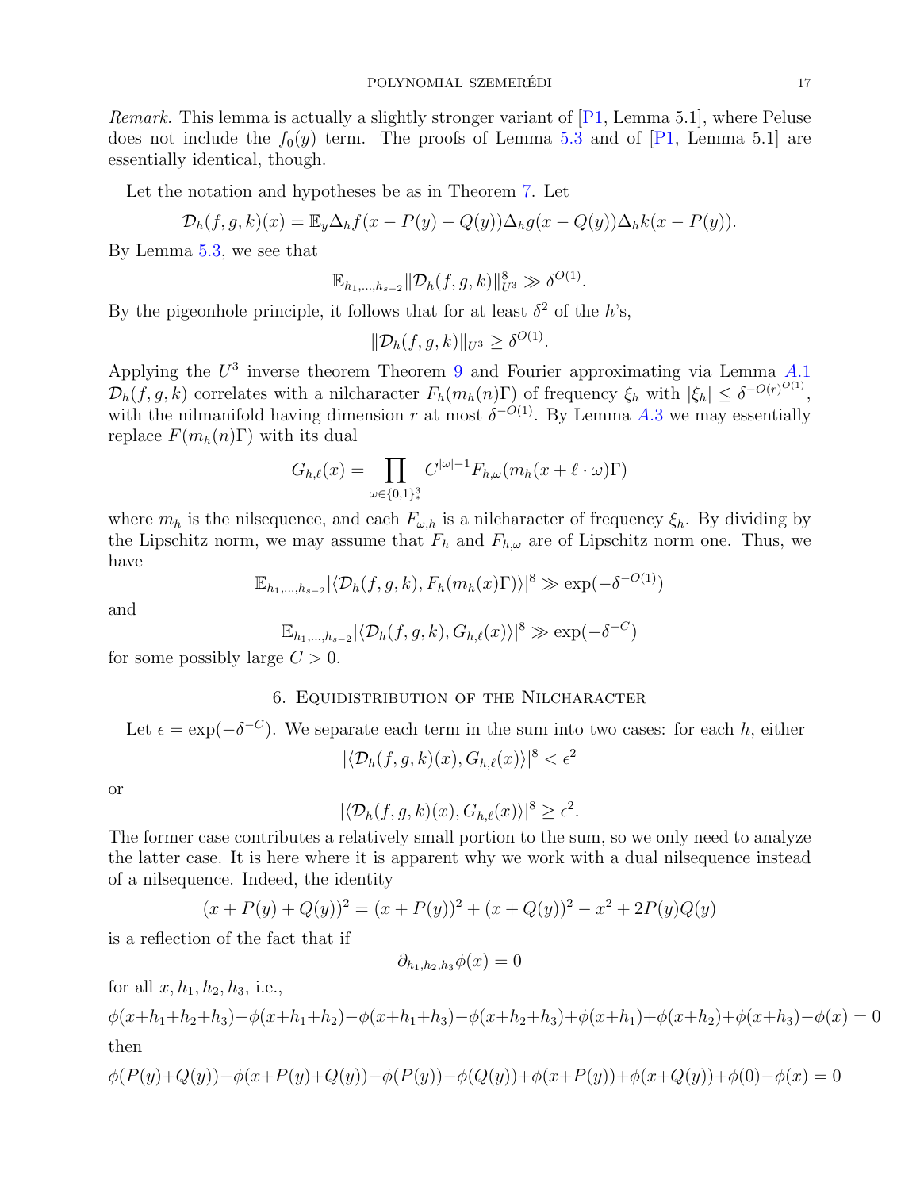*Remark.* This lemma is actually a slightly stronger variant of [P1, Lemma 5.1], where Peluse does not include the $f_0(y)$ term. The proofs of Lemma 5.3 and of [P1, Lemma 5.1] are essentially identical, though.

Let the notation and hypotheses be as in Theorem 7. Let

$$\mathcal{D}_h(f,g,k)(x) = \mathbb{E}_y \Delta_h f(x - P(y) - Q(y)) \Delta_h g(x - Q(y)) \Delta_h k(x - P(y)).$$

By Lemma 5.3, we see that

$$\mathbb{E}_{h_1,\dots,h_{s-2}} \|\mathcal{D}_h(f,g,k)\|_{U^3}^8 \gg \delta^{O(1)}.$$

By the pigeonhole principle, it follows that for at least $\delta^2$ of the $h$'s,

$$\|\mathcal{D}_h(f,g,k)\|_{U^3} \geq \delta^{O(1)}.$$

Applying the $U^3$ inverse theorem Theorem 9 and Fourier approximating via Lemma A.1 $\mathcal{D}_h(f,g,k)$ correlates with a nilcharacter $F_h(m_h(n)\Gamma)$ of frequency $\xi_h$ with $|\xi_h| \leq \delta^{-O(r)^{O(1)}}$, with the nilmanifold having dimension $r$ at most $\delta^{-O(1)}$. By Lemma A.3 we may essentially replace $F(m_h(n)\Gamma)$ with its dual

$$G_{h,\ell}(x) = \prod_{\omega \in \{0,1\}^3_*} C^{|\omega|-1} F_{h,\omega}(m_h(x + \ell \cdot \omega)\Gamma)$$

where $m_h$ is the nilsequence, and each $F_{\omega,h}$ is a nilcharacter of frequency $\xi_h$. By dividing by the Lipschitz norm, we may assume that $F_h$ and $F_{h,\omega}$ are of Lipschitz norm one. Thus, we have

$$\mathbb{E}_{h_1,\dots,h_{s-2}} |\langle \mathcal{D}_h(f,g,k), F_h(m_h(x)\Gamma)\rangle|^8 \gg \exp(-\delta^{-O(1)})$$

and

$$\mathbb{E}_{h_1,\dots,h_{s-2}} |\langle \mathcal{D}_h(f,g,k), G_{h,\ell}(x)\rangle|^8 \gg \exp(-\delta^{-C})$$

for some possibly large $C > 0$.

## 6. Equidistribution of the Nilcharacter

Let $\epsilon = \exp(-\delta^{-C})$. We separate each term in the sum into two cases: for each $h$, either

$$|\langle \mathcal{D}_h(f,g,k)(x), G_{h,\ell}(x)\rangle|^8 < \epsilon^2$$

or

$$|\langle \mathcal{D}_h(f,g,k)(x), G_{h,\ell}(x)\rangle|^8 \geq \epsilon^2.$$

The former case contributes a relatively small portion to the sum, so we only need to analyze the latter case. It is here where it is apparent why we work with a dual nilsequence instead of a nilsequence. Indeed, the identity

$$(x + P(y) + Q(y))^2 = (x + P(y))^2 + (x + Q(y))^2 - x^2 + 2P(y)Q(y)$$

is a reflection of the fact that if

$$\partial_{h_1,h_2,h_3}\phi(x) = 0$$

for all $x, h_1, h_2, h_3$, i.e.,

$$\phi(x+h_1+h_2+h_3) - \phi(x+h_1+h_2) - \phi(x+h_1+h_3) - \phi(x+h_2+h_3) + \phi(x+h_1) + \phi(x+h_2) + \phi(x+h_3) - \phi(x) = 0$$

then

$$\phi(P(y)+Q(y)) - \phi(x+P(y)+Q(y)) - \phi(P(y)) - \phi(Q(y)) + \phi(x+P(y)) + \phi(x+Q(y)) + \phi(0) - \phi(x) = 0$$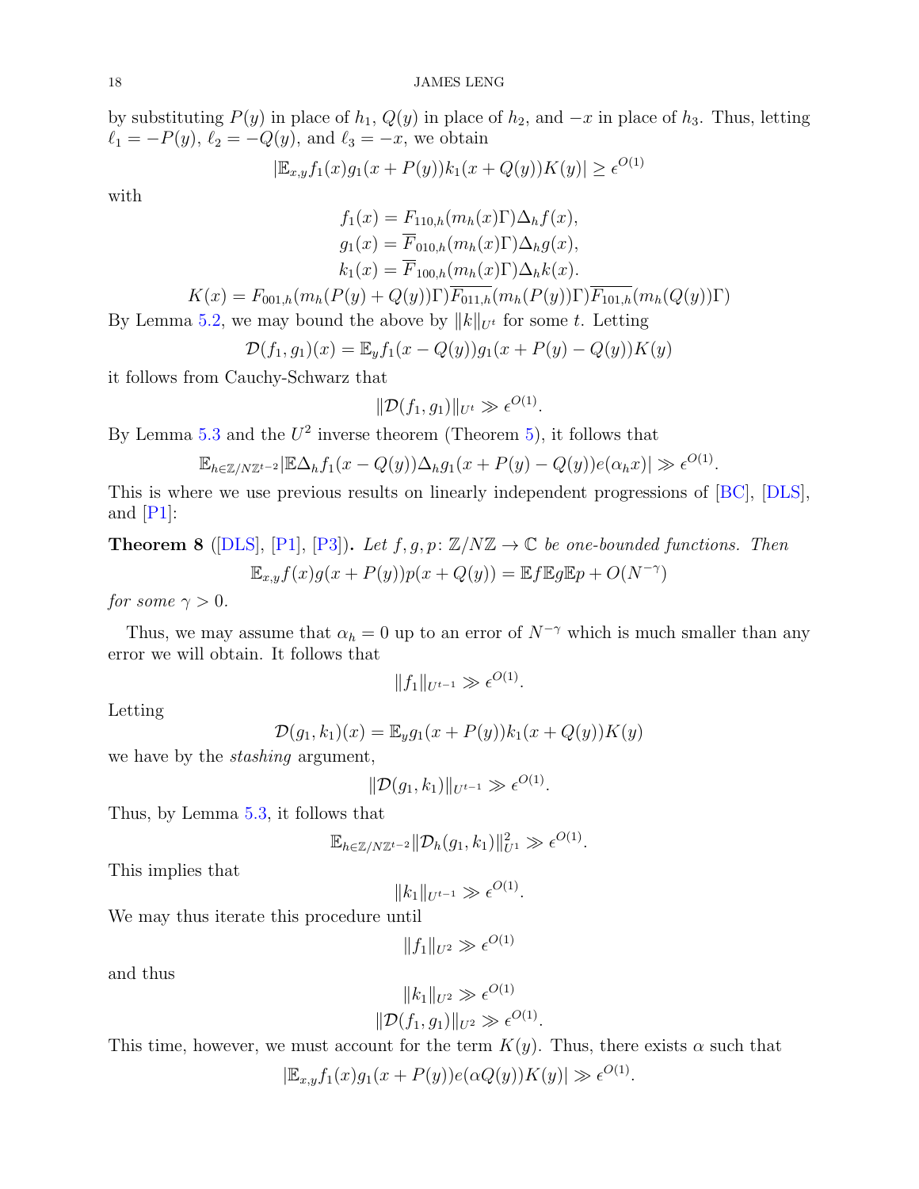by substituting $P(y)$ in place of $h_1$, $Q(y)$ in place of $h_2$, and $-x$ in place of $h_3$. Thus, letting $\ell_1 = -P(y)$, $\ell_2 = -Q(y)$, and $\ell_3 = -x$, we obtain

$$|\mathbb{E}_{x,y} f_1(x) g_1(x + P(y)) k_1(x + Q(y)) K(y)| \geq \epsilon^{O(1)}$$

with

$$f_1(x) = F_{110,h}(m_h(x)\Gamma)\Delta_h f(x),$$
$$g_1(x) = \overline{F}_{010,h}(m_h(x)\Gamma)\Delta_h g(x),$$
$$k_1(x) = \overline{F}_{100,h}(m_h(x)\Gamma)\Delta_h k(x).$$
$$K(x) = F_{001,h}(m_h(P(y) + Q(y))\Gamma)\overline{F_{011,h}}(m_h(P(y))\Gamma)\overline{F_{101,h}}(m_h(Q(y))\Gamma)$$

By Lemma 5.2, we may bound the above by $\|k\|_{U^t}$ for some $t$. Letting

$$\mathcal{D}(f_1, g_1)(x) = \mathbb{E}_y f_1(x - Q(y)) g_1(x + P(y) - Q(y)) K(y)$$

it follows from Cauchy-Schwarz that

$$\|\mathcal{D}(f_1, g_1)\|_{U^t} \gg \epsilon^{O(1)}.$$

By Lemma 5.3 and the $U^2$ inverse theorem (Theorem 5), it follows that

$$\mathbb{E}_{h \in \mathbb{Z}/N\mathbb{Z}^{t-2}} |\mathbb{E}\Delta_h f_1(x - Q(y))\Delta_h g_1(x + P(y) - Q(y)) e(\alpha_h x)| \gg \epsilon^{O(1)}.$$

This is where we use previous results on linearly independent progressions of [BC], [DLS], and [P1]:

**Theorem 8** ([DLS], [P1], [P3])**.** *Let $f, g, p \colon \mathbb{Z}/N\mathbb{Z} \to \mathbb{C}$ be one-bounded functions. Then*

$$\mathbb{E}_{x,y} f(x) g(x + P(y)) p(x + Q(y)) = \mathbb{E}f\mathbb{E}g\mathbb{E}p + O(N^{-\gamma})$$

*for some $\gamma > 0$.*

Thus, we may assume that $\alpha_h = 0$ up to an error of $N^{-\gamma}$ which is much smaller than any error we will obtain. It follows that

$$\|f_1\|_{U^{t-1}} \gg \epsilon^{O(1)}.$$

Letting

$$\mathcal{D}(g_1, k_1)(x) = \mathbb{E}_y g_1(x + P(y)) k_1(x + Q(y)) K(y)$$

we have by the *stashing* argument,

$$\|\mathcal{D}(g_1, k_1)\|_{U^{t-1}} \gg \epsilon^{O(1)}.$$

Thus, by Lemma 5.3, it follows that

$$\mathbb{E}_{h \in \mathbb{Z}/N\mathbb{Z}^{t-2}} \|\mathcal{D}_h(g_1, k_1)\|_{U^1}^2 \gg \epsilon^{O(1)}.$$

This implies that

$$\|k_1\|_{U^{t-1}} \gg \epsilon^{O(1)}.$$

We may thus iterate this procedure until

$$\|f_1\|_{U^2} \gg \epsilon^{O(1)}$$

and thus

$$\|k_1\|_{U^2} \gg \epsilon^{O(1)}$$
$$\|\mathcal{D}(f_1, g_1)\|_{U^2} \gg \epsilon^{O(1)}.$$

This time, however, we must account for the term $K(y)$. Thus, there exists $\alpha$ such that

$$|\mathbb{E}_{x,y} f_1(x) g_1(x + P(y)) e(\alpha Q(y)) K(y)| \gg \epsilon^{O(1)}.$$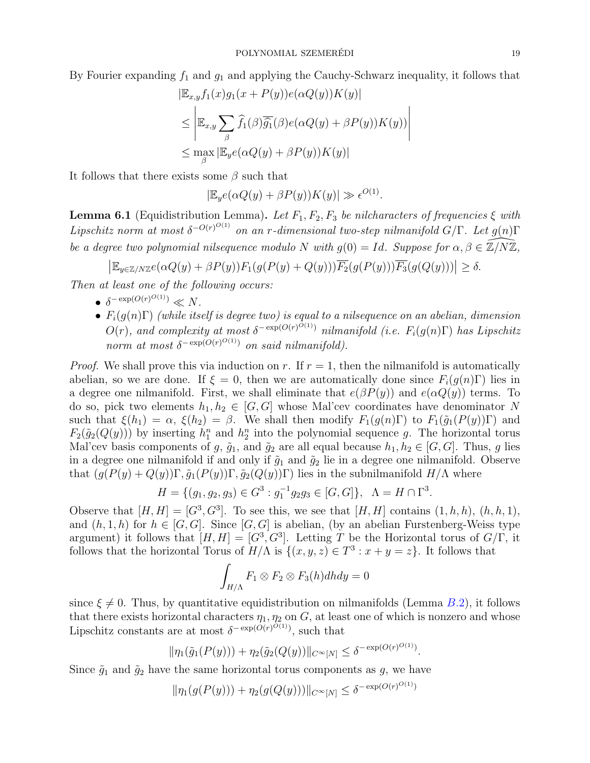By Fourier expanding $f_1$ and $g_1$ and applying the Cauchy-Schwarz inequality, it follows that

$$
\begin{aligned}
&|\mathbb{E}_{x,y} f_1(x) g_1(x+P(y)) e(\alpha Q(y)) K(y)| \\
&\leq \left| \mathbb{E}_{x,y} \sum_\beta \widehat{f_1}(\beta)\overline{\widehat{g_1}}(\beta) e(\alpha Q(y) + \beta P(y)) K(y)) \right| \\
&\leq \max_\beta |\mathbb{E}_y e(\alpha Q(y) + \beta P(y)) K(y)|
\end{aligned}
$$

It follows that there exists some $\beta$ such that

$$|\mathbb{E}_y e(\alpha Q(y) + \beta P(y)) K(y)| \gg \epsilon^{O(1)}.$$

**Lemma 6.1** (Equidistribution Lemma)**.** *Let $F_1, F_2, F_3$ be nilcharacters of frequencies $\xi$ with Lipschitz norm at most $\delta^{-O(r)^{O(1)}}$ on an $r$-dimensional two-step nilmanifold $G/\Gamma$. Let $g(n)\Gamma$ be a degree two polynomial nilsequence modulo $N$ with $g(0) = Id$. Suppose for $\alpha, \beta \in \widehat{\mathbb{Z}/N\mathbb{Z}}$,*

$$\left|\mathbb{E}_{y \in \mathbb{Z}/N\mathbb{Z}} e(\alpha Q(y) + \beta P(y)) F_1(g(P(y) + Q(y)))\overline{F_2}(g(P(y)))\overline{F_3}(g(Q(y)))\right| \geq \delta.$$

*Then at least one of the following occurs:*

- $\delta^{-\exp(O(r)^{O(1)})} \ll N$.
- *$F_i(g(n)\Gamma)$ (while itself is degree two) is equal to a nilsequence on an abelian, dimension $O(r)$, and complexity at most $\delta^{-\exp(O(r)^{O(1)})}$ nilmanifold (i.e. $F_i(g(n)\Gamma)$ has Lipschitz norm at most $\delta^{-\exp(O(r)^{O(1)})}$ on said nilmanifold).*

*Proof.* We shall prove this via induction on $r$. If $r = 1$, then the nilmanifold is automatically abelian, so we are done. If $\xi = 0$, then we are automatically done since $F_i(g(n)\Gamma)$ lies in a degree one nilmanifold. First, we shall eliminate that $e(\beta P(y))$ and $e(\alpha Q(y))$ terms. To do so, pick two elements $h_1, h_2 \in [G, G]$ whose Mal'cev coordinates have denominator $N$ such that $\xi(h_1) = \alpha$, $\xi(h_2) = \beta$. We shall then modify $F_1(g(n)\Gamma)$ to $F_1(\tilde{g}_1(P(y))\Gamma)$ and $F_2(\tilde{g}_2(Q(y)))$ by inserting $h_1^n$ and $h_2^n$ into the polynomial sequence $g$. The horizontal torus Mal'cev basis components of $g$, $\tilde{g}_1$, and $\tilde{g}_2$ are all equal because $h_1, h_2 \in [G, G]$. Thus, $g$ lies in a degree one nilmanifold if and only if $\tilde{g}_1$ and $\tilde{g}_2$ lie in a degree one nilmanifold. Observe that $(g(P(y) + Q(y))\Gamma, \tilde{g}_1(P(y))\Gamma, \tilde{g}_2(Q(y))\Gamma)$ lies in the subnilmanifold $H/\Lambda$ where

$$H = \{(g_1, g_2, g_3) \in G^3 : g_1^{-1} g_2 g_3 \in [G, G]\}, \quad \Lambda = H \cap \Gamma^3.$$

Observe that $[H, H] = [G^3, G^3]$. To see this, we see that $[H, H]$ contains $(1, h, h)$, $(h, h, 1)$, and $(h, 1, h)$ for $h \in [G, G]$. Since $[G, G]$ is abelian, (by an abelian Furstenberg-Weiss type argument) it follows that $[H, H] = [G^3, G^3]$. Letting $T$ be the Horizontal torus of $G/\Gamma$, it follows that the horizontal Torus of $H/\Lambda$ is $\{(x, y, z) \in T^3 : x + y = z\}$. It follows that

$$\int_{H/\Lambda} F_1 \otimes F_2 \otimes F_3(h) dh dy = 0$$

since $\xi \neq 0$. Thus, by quantitative equidistribution on nilmanifolds (Lemma B.2), it follows that there exists horizontal characters $\eta_1, \eta_2$ on $G$, at least one of which is nonzero and whose Lipschitz constants are at most $\delta^{-\exp(O(r)^{O(1)})}$, such that

$$\|\eta_1(\tilde{g}_1(P(y))) + \eta_2(\tilde{g}_2(Q(y))\|_{C^\infty[N]} \leq \delta^{-\exp(O(r)^{O(1)})}.$$

Since $\tilde{g}_1$ and $\tilde{g}_2$ have the same horizontal torus components as $g$, we have

$$\|\eta_1(g(P(y))) + \eta_2(g(Q(y)))\|_{C^\infty[N]} \leq \delta^{-\exp(O(r)^{O(1)})}$$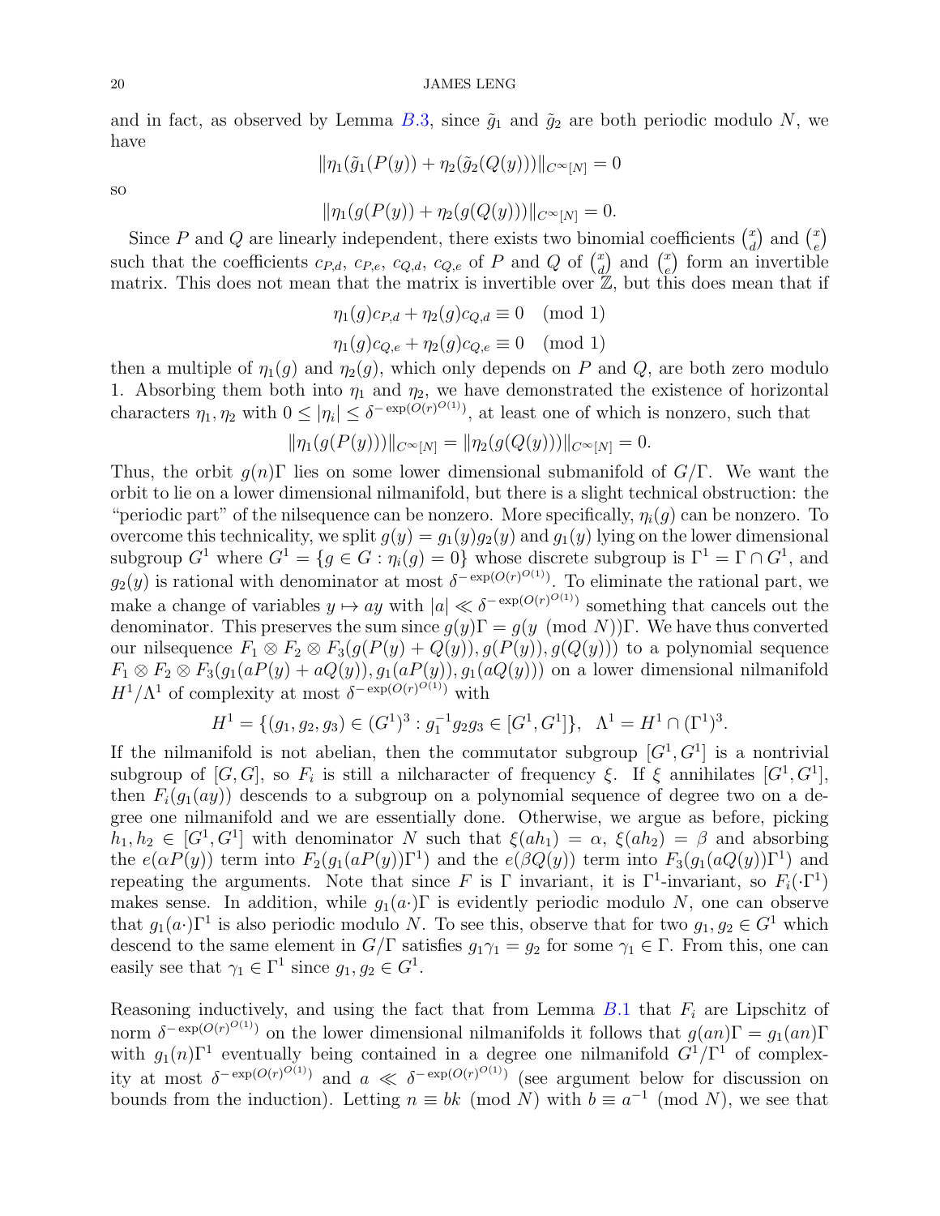and in fact, as observed by Lemma B.3, since $\tilde{g}_1$ and $\tilde{g}_2$ are both periodic modulo $N$, we have

$$\|\eta_1(\tilde{g}_1(P(y)) + \eta_2(\tilde{g}_2(Q(y)))\|_{C^\infty[N]} = 0$$

so

$$\|\eta_1(g(P(y)) + \eta_2(g(Q(y)))\|_{C^\infty[N]} = 0.$$

Since $P$ and $Q$ are linearly independent, there exists two binomial coefficients $\binom{x}{d}$ and $\binom{x}{e}$ such that the coefficients $c_{P,d}$, $c_{P,e}$, $c_{Q,d}$, $c_{Q,e}$ of $P$ and $Q$ of $\binom{x}{d}$ and $\binom{x}{e}$ form an invertible matrix. This does not mean that the matrix is invertible over $\mathbb{Z}$, but this does mean that if

$$\eta_1(g)c_{P,d} + \eta_2(g)c_{Q,d} \equiv 0 \pmod 1$$
$$\eta_1(g)c_{Q,e} + \eta_2(g)c_{Q,e} \equiv 0 \pmod 1$$

then a multiple of $\eta_1(g)$ and $\eta_2(g)$, which only depends on $P$ and $Q$, are both zero modulo 1. Absorbing them both into $\eta_1$ and $\eta_2$, we have demonstrated the existence of horizontal characters $\eta_1, \eta_2$ with $0 \le |\eta_i| \le \delta^{-\exp(O(r)^{O(1)})}$, at least one of which is nonzero, such that

$$\|\eta_1(g(P(y)))\|_{C^\infty[N]} = \|\eta_2(g(Q(y)))\|_{C^\infty[N]} = 0.$$

Thus, the orbit $g(n)\Gamma$ lies on some lower dimensional submanifold of $G/\Gamma$. We want the orbit to lie on a lower dimensional nilmanifold, but there is a slight technical obstruction: the "periodic part" of the nilsequence can be nonzero. More specifically, $\eta_i(g)$ can be nonzero. To overcome this technicality, we split $g(y) = g_1(y)g_2(y)$ and $g_1(y)$ lying on the lower dimensional subgroup $G^1$ where $G^1 = \{g \in G : \eta_i(g) = 0\}$ whose discrete subgroup is $\Gamma^1 = \Gamma \cap G^1$, and $g_2(y)$ is rational with denominator at most $\delta^{-\exp(O(r)^{O(1)})}$. To eliminate the rational part, we make a change of variables $y \mapsto ay$ with $|a| \ll \delta^{-\exp(O(r)^{O(1)})}$ something that cancels out the denominator. This preserves the sum since $g(y)\Gamma = g(y \pmod N)\Gamma$. We have thus converted our nilsequence $F_1 \otimes F_2 \otimes F_3(g(P(y) + Q(y)), g(P(y)), g(Q(y)))$ to a polynomial sequence $F_1 \otimes F_2 \otimes F_3(g_1(aP(y) + aQ(y)), g_1(aP(y)), g_1(aQ(y)))$ on a lower dimensional nilmanifold $H^1/\Lambda^1$ of complexity at most $\delta^{-\exp(O(r)^{O(1)})}$ with

$$H^1 = \{(g_1, g_2, g_3) \in (G^1)^3 : g_1^{-1}g_2g_3 \in [G^1, G^1]\}, \quad \Lambda^1 = H^1 \cap (\Gamma^1)^3.$$

If the nilmanifold is not abelian, then the commutator subgroup $[G^1, G^1]$ is a nontrivial subgroup of $[G, G]$, so $F_i$ is still a nilcharacter of frequency $\xi$. If $\xi$ annihilates $[G^1, G^1]$, then $F_i(g_1(ay))$ descends to a subgroup on a polynomial sequence of degree two on a degree one nilmanifold and we are essentially done. Otherwise, we argue as before, picking $h_1, h_2 \in [G^1, G^1]$ with denominator $N$ such that $\xi(ah_1) = \alpha$, $\xi(ah_2) = \beta$ and absorbing the $e(\alpha P(y))$ term into $F_2(g_1(aP(y))\Gamma^1)$ and the $e(\beta Q(y))$ term into $F_3(g_1(aQ(y))\Gamma^1)$ and repeating the arguments. Note that since $F$ is $\Gamma$ invariant, it is $\Gamma^1$-invariant, so $F_i(\cdot\Gamma^1)$ makes sense. In addition, while $g_1(a\cdot)\Gamma$ is evidently periodic modulo $N$, one can observe that $g_1(a\cdot)\Gamma^1$ is also periodic modulo $N$. To see this, observe that for two $g_1, g_2 \in G^1$ which descend to the same element in $G/\Gamma$ satisfies $g_1\gamma_1 = g_2$ for some $\gamma_1 \in \Gamma$. From this, one can easily see that $\gamma_1 \in \Gamma^1$ since $g_1, g_2 \in G^1$.

Reasoning inductively, and using the fact that from Lemma B.1 that $F_i$ are Lipschitz of norm $\delta^{-\exp(O(r)^{O(1)})}$ on the lower dimensional nilmanifolds it follows that $g(an)\Gamma = g_1(an)\Gamma$ with $g_1(n)\Gamma^1$ eventually being contained in a degree one nilmanifold $G^1/\Gamma^1$ of complexity at most $\delta^{-\exp(O(r)^{O(1)})}$ and $a \ll \delta^{-\exp(O(r)^{O(1)})}$ (see argument below for discussion on bounds from the induction). Letting $n \equiv bk \pmod N$ with $b \equiv a^{-1} \pmod N$, we see that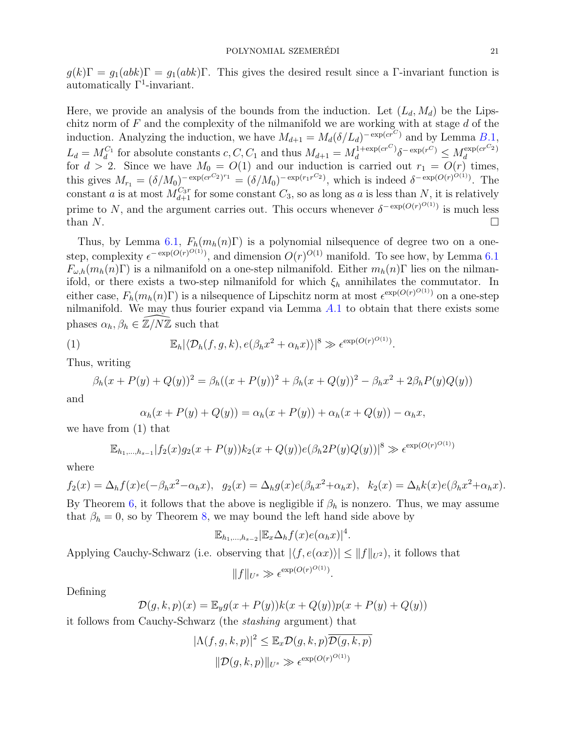$g(k)\Gamma = g_1(abk)\Gamma = g_1(abk)\Gamma$. This gives the desired result since a $\Gamma$-invariant function is automatically $\Gamma^1$-invariant.

Here, we provide an analysis of the bounds from the induction. Let $(L_d, M_d)$ be the Lipschitz norm of $F$ and the complexity of the nilmanifold we are working with at stage $d$ of the induction. Analyzing the induction, we have $M_{d+1} = M_d(\delta/L_d)^{-\exp(cr^C)}$ and by Lemma B.1, $L_d = M_d^{C_1}$ for absolute constants $c, C, C_1$ and thus $M_{d+1} = M_d^{1+\exp(cr^C)}\delta^{-\exp(r^C)} \leq M_d^{\exp(cr^{C_2})}$ for $d > 2$. Since we have $M_0 = O(1)$ and our induction is carried out $r_1 = O(r)$ times, this gives $M_{r_1} = (\delta/M_0)^{-\exp(cr^{C_2})^{r_1}} = (\delta/M_0)^{-\exp(r_1 r^{C_2})}$, which is indeed $\delta^{-\exp(O(r)^{O(1)})}$. The constant $a$ is at most $M_{d+1}^{C_3 r}$ for some constant $C_3$, so as long as $a$ is less than $N$, it is relatively prime to $N$, and the argument carries out. This occurs whenever $\delta^{-\exp(O(r)^{O(1)})}$ is much less than $N$. $\square$

Thus, by Lemma 6.1, $F_h(m_h(n)\Gamma)$ is a polynomial nilsequence of degree two on a one-step, complexity $\epsilon^{-\exp(O(r)^{O(1)})}$, and dimension $O(r)^{O(1)}$ manifold. To see how, by Lemma 6.1 $F_{\omega,h}(m_h(n)\Gamma)$ is a nilmanifold on a one-step nilmanifold. Either $m_h(n)\Gamma$ lies on the nilmanifold, or there exists a two-step nilmanifold for which $\xi_h$ annihilates the commutator. In either case, $F_h(m_h(n)\Gamma)$ is a nilsequence of Lipschitz norm at most $\epsilon^{\exp(O(r)^{O(1)})}$ on a one-step nilmanifold. We may thus fourier expand via Lemma A.1 to obtain that there exists some phases $\alpha_h, \beta_h \in \widehat{\mathbb{Z}/N\mathbb{Z}}$ such that

$$\mathbb{E}_h|\langle \mathcal{D}_h(f,g,k), e(\beta_h x^2 + \alpha_h x)\rangle|^8 \gg \epsilon^{\exp(O(r)^{O(1)})}. \tag{1}$$

Thus, writing

$$\beta_h(x + P(y) + Q(y))^2 = \beta_h((x + P(y))^2 + \beta_h(x + Q(y))^2 - \beta_h x^2 + 2\beta_h P(y)Q(y))$$

and

$$\alpha_h(x + P(y) + Q(y)) = \alpha_h(x + P(y)) + \alpha_h(x + Q(y)) - \alpha_h x,$$

we have from (1) that

$$\mathbb{E}_{h_1,\dots,h_{s-1}}|f_2(x)g_2(x + P(y))k_2(x + Q(y))e(\beta_h 2P(y)Q(y))|^8 \gg \epsilon^{\exp(O(r)^{O(1)})}$$

where

$$f_2(x) = \Delta_h f(x)e(-\beta_h x^2 - \alpha_h x), \quad g_2(x) = \Delta_h g(x)e(\beta_h x^2 + \alpha_h x), \quad k_2(x) = \Delta_h k(x)e(\beta_h x^2 + \alpha_h x).$$

By Theorem 6, it follows that the above is negligible if $\beta_h$ is nonzero. Thus, we may assume that $\beta_h = 0$, so by Theorem 8, we may bound the left hand side above by

$$\mathbb{E}_{h_1,\dots,h_{s-2}}|\mathbb{E}_x \Delta_h f(x)e(\alpha_h x)|^4.$$

Applying Cauchy-Schwarz (i.e. observing that $|\langle f, e(\alpha x)\rangle| \leq \|f\|_{U^2}$), it follows that

$$\|f\|_{U^s} \gg \epsilon^{\exp(O(r)^{O(1)})}.$$

Defining

$$\mathcal{D}(g,k,p)(x) = \mathbb{E}_y g(x + P(y))k(x + Q(y))p(x + P(y) + Q(y))$$

it follows from Cauchy-Schwarz (the *stashing* argument) that

$$|\Lambda(f,g,k,p)|^2 \leq \mathbb{E}_x \mathcal{D}(g,k,p)\overline{\mathcal{D}(g,k,p)}$$

$$\|\mathcal{D}(g,k,p)\|_{U^s} \gg \epsilon^{\exp(O(r)^{O(1)})}$$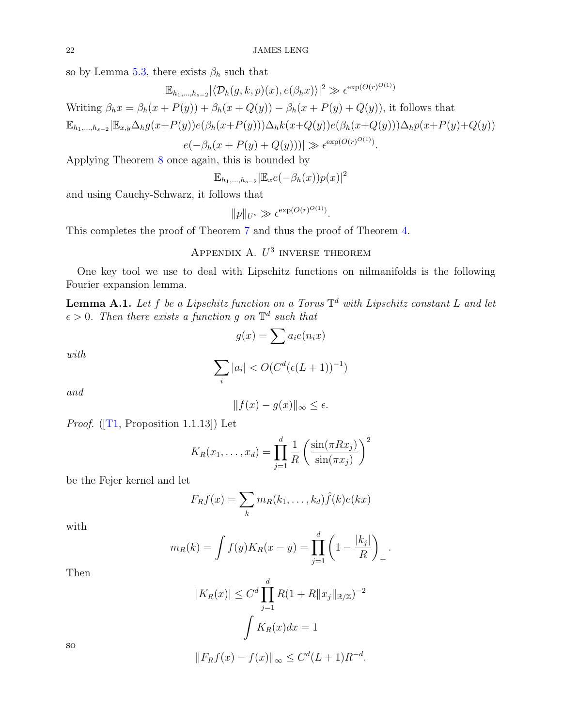so by Lemma 5.3, there exists $\beta_h$ such that

$$\mathbb{E}_{h_1,\dots,h_{s-2}}|\langle \mathcal{D}_h(g,k,p)(x), e(\beta_h x)\rangle|^2 \gg \epsilon^{\exp(O(r)^{O(1)})}$$

Writing $\beta_h x = \beta_h(x+P(y)) + \beta_h(x+Q(y)) - \beta_h(x+P(y)+Q(y))$, it follows that

$$\mathbb{E}_{h_1,\dots,h_{s-2}}|\mathbb{E}_{x,y}\Delta_h g(x+P(y))e(\beta_h(x+P(y)))\Delta_h k(x+Q(y))e(\beta_h(x+Q(y)))\Delta_h p(x+P(y)+Q(y))$$
$$e(-\beta_h(x+P(y)+Q(y)))| \gg \epsilon^{\exp(O(r)^{O(1)})}.$$

Applying Theorem 8 once again, this is bounded by

$$\mathbb{E}_{h_1,\dots,h_{s-2}}|\mathbb{E}_x e(-\beta_h(x))p(x)|^2$$

and using Cauchy-Schwarz, it follows that

$$\|p\|_{U^s} \gg \epsilon^{\exp(O(r)^{O(1)})}.$$

This completes the proof of Theorem 7 and thus the proof of Theorem 4.

## Appendix A. $U^3$ inverse theorem

One key tool we use to deal with Lipschitz functions on nilmanifolds is the following Fourier expansion lemma.

**Lemma A.1.** *Let $f$ be a Lipschitz function on a Torus $\mathbb{T}^d$ with Lipschitz constant $L$ and let $\epsilon > 0$. Then there exists a function $g$ on $\mathbb{T}^d$ such that*

$$g(x) = \sum a_i e(n_i x)$$

*with*

$$\sum_i |a_i| < O(C^d(\epsilon(L+1))^{-1})$$

*and*

$$\|f(x) - g(x)\|_\infty \le \epsilon.$$

*Proof.* ([T1, Proposition 1.1.13]) Let

$$K_R(x_1,\dots,x_d) = \prod_{j=1}^d \frac{1}{R}\left(\frac{\sin(\pi R x_j)}{\sin(\pi x_j)}\right)^2$$

be the Fejer kernel and let

$$F_R f(x) = \sum_k m_R(k_1,\dots,k_d)\hat{f}(k)e(kx)$$

with

$$m_R(k) = \int f(y)K_R(x-y) = \prod_{j=1}^d \left(1 - \frac{|k_j|}{R}\right)_+.$$

Then

$$|K_R(x)| \le C^d \prod_{j=1}^d R(1 + R\|x_j\|_{\mathbb{R}/\mathbb{Z}})^{-2}$$
$$\int K_R(x)dx = 1$$

so

$$\|F_R f(x) - f(x)\|_\infty \le C^d(L+1)R^{-d}.$$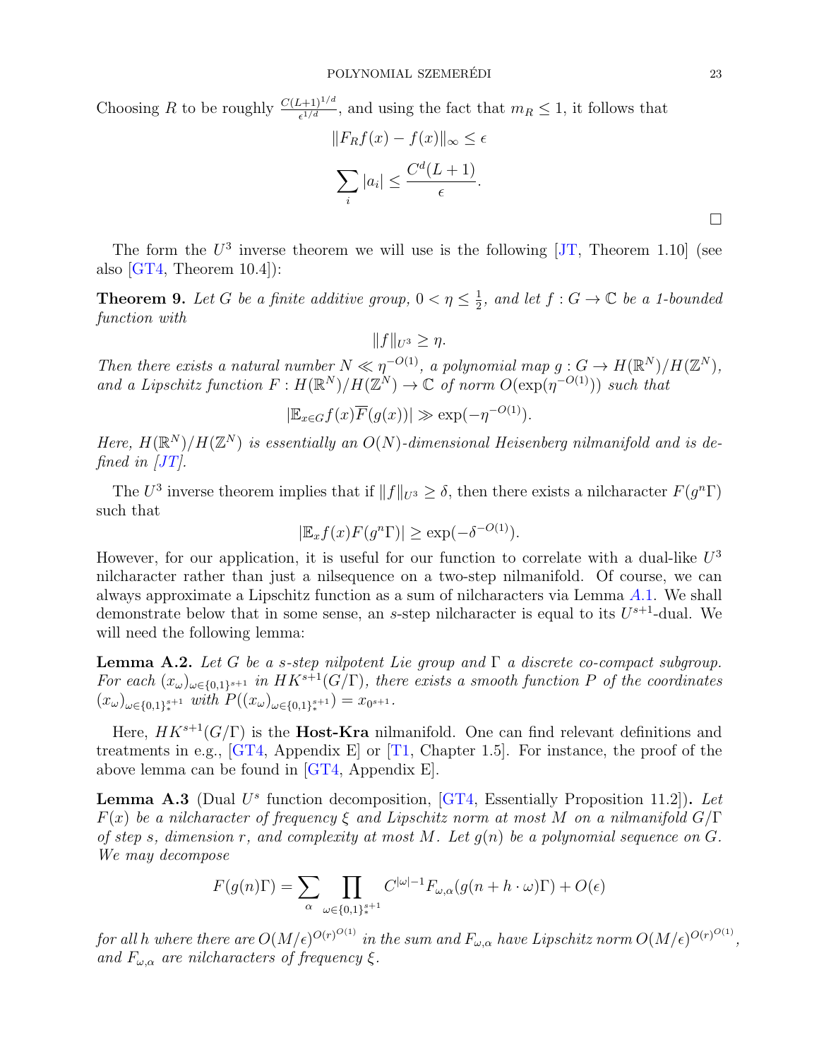Choosing $R$ to be roughly $\frac{C(L+1)^{1/d}}{\epsilon^{1/d}}$, and using the fact that $m_R \leq 1$, it follows that

$$\|F_R f(x) - f(x)\|_\infty \leq \epsilon$$

$$\sum_i |a_i| \leq \frac{C^d(L+1)}{\epsilon}.$$

□

The form the $U^3$ inverse theorem we will use is the following [JT, Theorem 1.10] (see also [GT4, Theorem 10.4]):

**Theorem 9.** *Let $G$ be a finite additive group, $0 < \eta \leq \frac{1}{2}$, and let $f : G \to \mathbb{C}$ be a 1-bounded function with*

$$\|f\|_{U^3} \geq \eta.$$

*Then there exists a natural number $N \ll \eta^{-O(1)}$, a polynomial map $g : G \to H(\mathbb{R}^N)/H(\mathbb{Z}^N)$, and a Lipschitz function $F : H(\mathbb{R}^N)/H(\mathbb{Z}^N) \to \mathbb{C}$ of norm $O(\exp(\eta^{-O(1)}))$ such that*

$$|\mathbb{E}_{x\in G} f(x)\overline{F}(g(x))| \gg \exp(-\eta^{-O(1)}).$$

*Here, $H(\mathbb{R}^N)/H(\mathbb{Z}^N)$ is essentially an $O(N)$-dimensional Heisenberg nilmanifold and is defined in [JT].*

The $U^3$ inverse theorem implies that if $\|f\|_{U^3} \geq \delta$, then there exists a nilcharacter $F(g^n\Gamma)$ such that

$$|\mathbb{E}_x f(x) F(g^n\Gamma)| \geq \exp(-\delta^{-O(1)}).$$

However, for our application, it is useful for our function to correlate with a dual-like $U^3$ nilcharacter rather than just a nilsequence on a two-step nilmanifold. Of course, we can always approximate a Lipschitz function as a sum of nilcharacters via Lemma A.1. We shall demonstrate below that in some sense, an $s$-step nilcharacter is equal to its $U^{s+1}$-dual. We will need the following lemma:

**Lemma A.2.** *Let $G$ be a $s$-step nilpotent Lie group and $\Gamma$ a discrete co-compact subgroup. For each $(x_\omega)_{\omega\in\{0,1\}^{s+1}}$ in $HK^{s+1}(G/\Gamma)$, there exists a smooth function $P$ of the coordinates $(x_\omega)_{\omega\in\{0,1\}^{s+1}_*}$ with $P((x_\omega)_{\omega\in\{0,1\}^{s+1}_*}) = x_{0^{s+1}}$.*

Here, $HK^{s+1}(G/\Gamma)$ is the **Host-Kra** nilmanifold. One can find relevant definitions and treatments in e.g., [GT4, Appendix E] or [T1, Chapter 1.5]. For instance, the proof of the above lemma can be found in [GT4, Appendix E].

**Lemma A.3** (Dual $U^s$ function decomposition, [GT4, Essentially Proposition 11.2])**.** *Let $F(x)$ be a nilcharacter of frequency $\xi$ and Lipschitz norm at most $M$ on a nilmanifold $G/\Gamma$ of step $s$, dimension $r$, and complexity at most $M$. Let $g(n)$ be a polynomial sequence on $G$. We may decompose*

$$F(g(n)\Gamma) = \sum_\alpha \prod_{\omega\in\{0,1\}^{s+1}_*} C^{|\omega|-1} F_{\omega,\alpha}(g(n+h\cdot\omega)\Gamma) + O(\epsilon)$$

*for all $h$ where there are $O(M/\epsilon)^{O(r)^{O(1)}}$ in the sum and $F_{\omega,\alpha}$ have Lipschitz norm $O(M/\epsilon)^{O(r)^{O(1)}}$, and $F_{\omega,\alpha}$ are nilcharacters of frequency $\xi$.*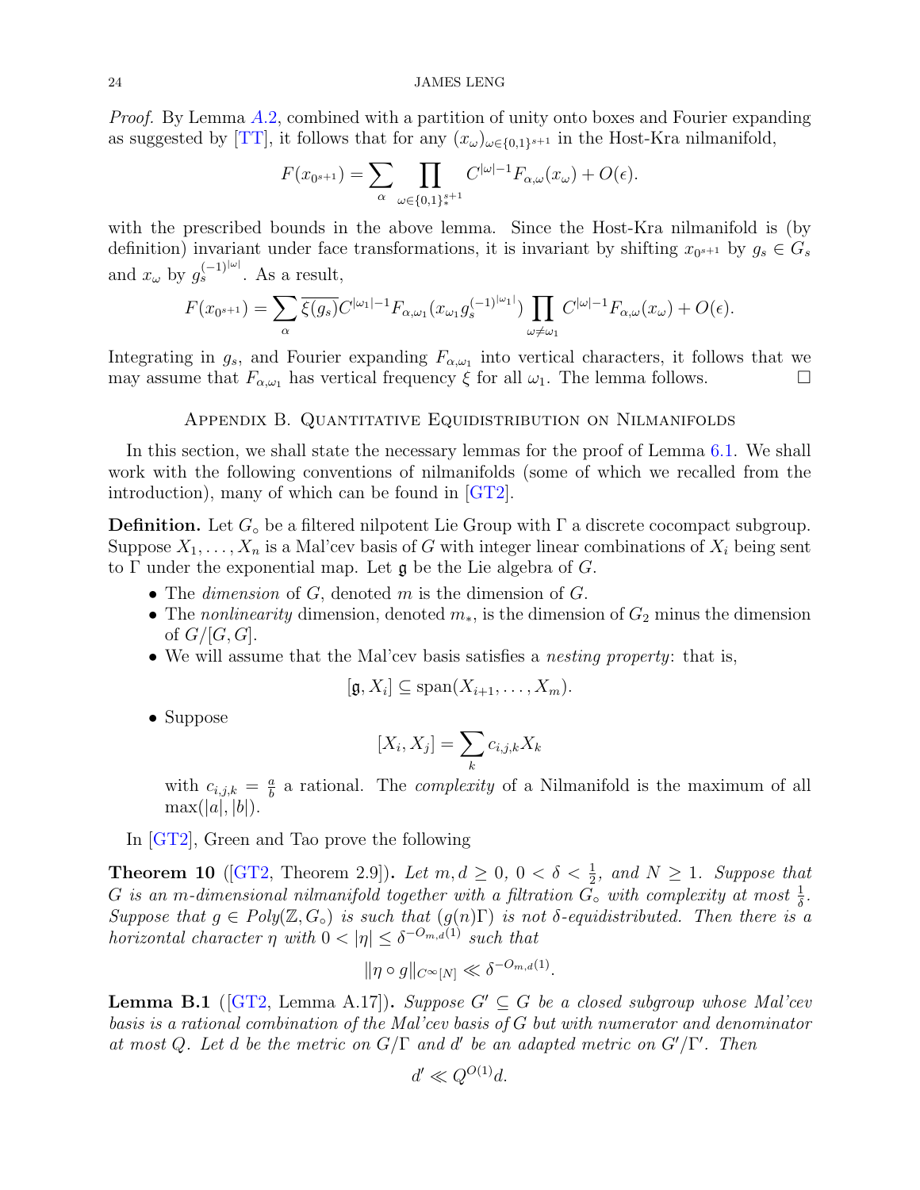*Proof.* By Lemma A.2, combined with a partition of unity onto boxes and Fourier expanding as suggested by [TT], it follows that for any $(x_\omega)_{\omega \in \{0,1\}^{s+1}}$ in the Host-Kra nilmanifold,

$$F(x_{0^{s+1}}) = \sum_\alpha \prod_{\omega \in \{0,1\}^{s+1}_*} C^{|\omega|-1} F_{\alpha,\omega}(x_\omega) + O(\epsilon).$$

with the prescribed bounds in the above lemma. Since the Host-Kra nilmanifold is (by definition) invariant under face transformations, it is invariant by shifting $x_{0^{s+1}}$ by $g_s \in G_s$ and $x_\omega$ by $g_s^{(-1)^{|\omega|}}$. As a result,

$$F(x_{0^{s+1}}) = \sum_\alpha \overline{\xi(g_s)} C^{|\omega_1|-1} F_{\alpha,\omega_1}(x_{\omega_1} g_s^{(-1)^{|\omega_1|}}) \prod_{\omega \neq \omega_1} C^{|\omega|-1} F_{\alpha,\omega}(x_\omega) + O(\epsilon).$$

Integrating in $g_s$, and Fourier expanding $F_{\alpha,\omega_1}$ into vertical characters, it follows that we may assume that $F_{\alpha,\omega_1}$ has vertical frequency $\xi$ for all $\omega_1$. The lemma follows. □

## Appendix B. Quantitative Equidistribution on Nilmanifolds

In this section, we shall state the necessary lemmas for the proof of Lemma 6.1. We shall work with the following conventions of nilmanifolds (some of which we recalled from the introduction), many of which can be found in [GT2].

**Definition.** Let $G_\circ$ be a filtered nilpotent Lie Group with $\Gamma$ a discrete cocompact subgroup. Suppose $X_1, \dots, X_n$ is a Mal'cev basis of $G$ with integer linear combinations of $X_i$ being sent to $\Gamma$ under the exponential map. Let $\mathfrak{g}$ be the Lie algebra of $G$.

- The *dimension* of $G$, denoted $m$ is the dimension of $G$.
- The *nonlinearity* dimension, denoted $m_*$, is the dimension of $G_2$ minus the dimension of $G/[G,G]$.
- We will assume that the Mal'cev basis satisfies a *nesting property*: that is,
$$[\mathfrak{g}, X_i] \subseteq \text{span}(X_{i+1}, \dots, X_m).$$
- Suppose
$$[X_i, X_j] = \sum_k c_{i,j,k} X_k$$
with $c_{i,j,k} = \frac{a}{b}$ a rational. The *complexity* of a Nilmanifold is the maximum of all $\max(|a|, |b|)$.

In [GT2], Green and Tao prove the following

**Theorem 10** ([GT2, Theorem 2.9])**.** *Let $m, d \geq 0$, $0 < \delta < \frac{1}{2}$, and $N \geq 1$. Suppose that $G$ is an $m$-dimensional nilmanifold together with a filtration $G_\circ$ with complexity at most $\frac{1}{\delta}$. Suppose that $g \in Poly(\mathbb{Z}, G_\circ)$ is such that $(g(n)\Gamma)$ is not $\delta$-equidistributed. Then there is a horizontal character $\eta$ with $0 < |\eta| \leq \delta^{-O_{m,d}(1)}$ such that*

$$\|\eta \circ g\|_{C^\infty[N]} \ll \delta^{-O_{m,d}(1)}.$$

**Lemma B.1** ([GT2, Lemma A.17])**.** *Suppose $G' \subseteq G$ be a closed subgroup whose Mal'cev basis is a rational combination of the Mal'cev basis of $G$ but with numerator and denominator at most $Q$. Let $d$ be the metric on $G/\Gamma$ and $d'$ be an adapted metric on $G'/\Gamma'$. Then*

$$d' \ll Q^{O(1)} d.$$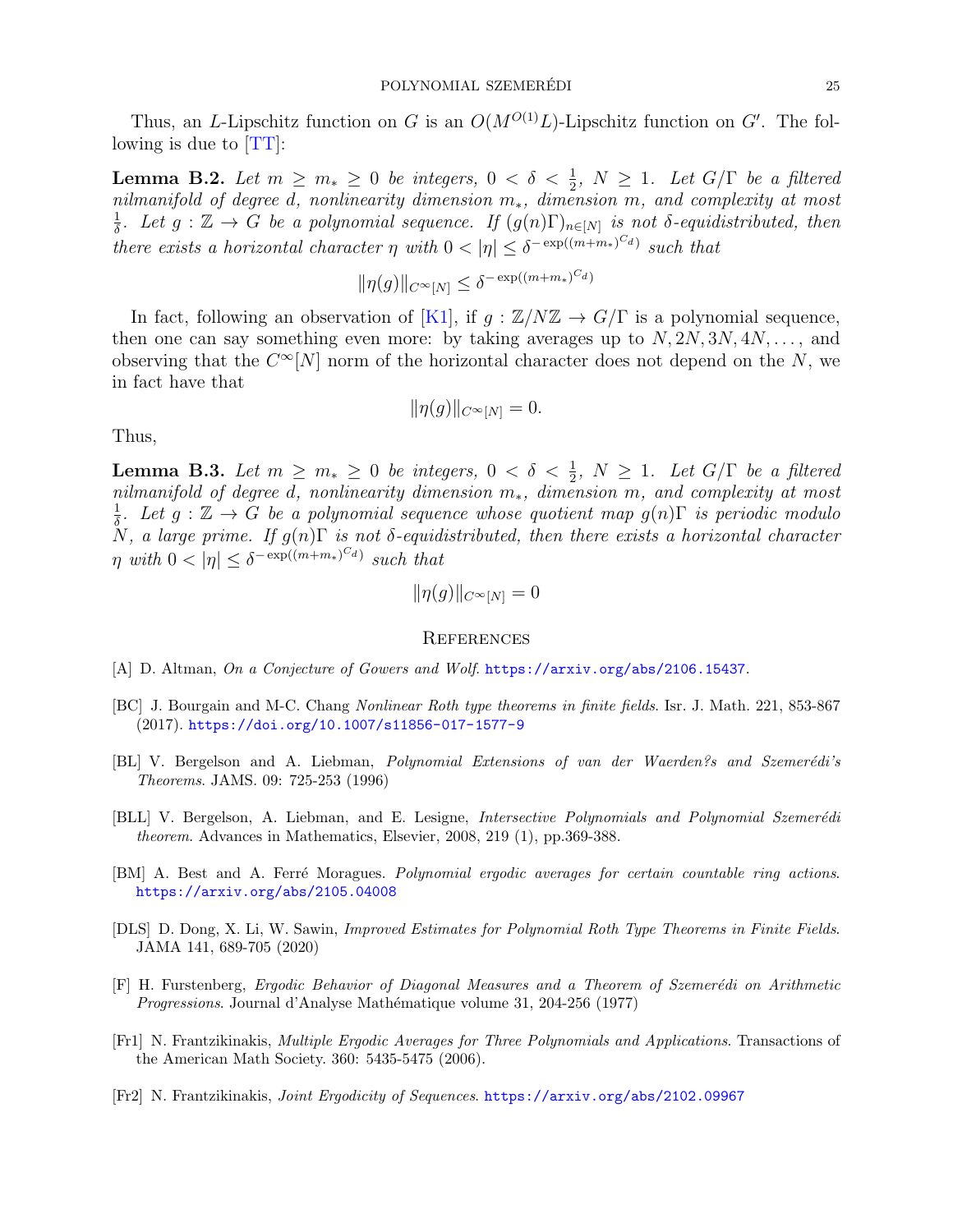Thus, an $L$-Lipschitz function on $G$ is an $O(M^{O(1)}L)$-Lipschitz function on $G'$. The following is due to [TT]:

**Lemma B.2.** *Let $m \geq m_* \geq 0$ be integers, $0 < \delta < \frac{1}{2}$, $N \geq 1$. Let $G/\Gamma$ be a filtered nilmanifold of degree $d$, nonlinearity dimension $m_*$, dimension $m$, and complexity at most $\frac{1}{\delta}$. Let $g : \mathbb{Z} \to G$ be a polynomial sequence. If $(g(n)\Gamma)_{n\in[N]}$ is not $\delta$-equidistributed, then there exists a horizontal character $\eta$ with $0 < |\eta| \leq \delta^{-\exp((m+m_*)^{C_d})}$ such that*

$$\|\eta(g)\|_{C^\infty[N]} \leq \delta^{-\exp((m+m_*)^{C_d})}$$

In fact, following an observation of [K1], if $g : \mathbb{Z}/N\mathbb{Z} \to G/\Gamma$ is a polynomial sequence, then one can say something even more: by taking averages up to $N, 2N, 3N, 4N, \dots,$ and observing that the $C^\infty[N]$ norm of the horizontal character does not depend on the $N$, we in fact have that

$$\|\eta(g)\|_{C^\infty[N]} = 0.$$

Thus,

**Lemma B.3.** *Let $m \geq m_* \geq 0$ be integers, $0 < \delta < \frac{1}{2}$, $N \geq 1$. Let $G/\Gamma$ be a filtered nilmanifold of degree $d$, nonlinearity dimension $m_*$, dimension $m$, and complexity at most $\frac{1}{\delta}$. Let $g : \mathbb{Z} \to G$ be a polynomial sequence whose quotient map $g(n)\Gamma$ is periodic modulo $N$, a large prime. If $g(n)\Gamma$ is not $\delta$-equidistributed, then there exists a horizontal character $\eta$ with $0 < |\eta| \leq \delta^{-\exp((m+m_*)^{C_d})}$ such that*

$$\|\eta(g)\|_{C^\infty[N]} = 0$$

## References

[A] D. Altman, *On a Conjecture of Gowers and Wolf*. https://arxiv.org/abs/2106.15437.

[BC] J. Bourgain and M-C. Chang *Nonlinear Roth type theorems in finite fields*. Isr. J. Math. 221, 853-867 (2017). https://doi.org/10.1007/s11856-017-1577-9

[BL] V. Bergelson and A. Liebman, *Polynomial Extensions of van der Waerden?s and Szemerédi's Theorems*. JAMS. 09: 725-253 (1996)

[BLL] V. Bergelson, A. Liebman, and E. Lesigne, *Intersective Polynomials and Polynomial Szemerédi theorem*. Advances in Mathematics, Elsevier, 2008, 219 (1), pp.369-388.

[BM] A. Best and A. Ferré Moragues. *Polynomial ergodic averages for certain countable ring actions*. https://arxiv.org/abs/2105.04008

[DLS] D. Dong, X. Li, W. Sawin, *Improved Estimates for Polynomial Roth Type Theorems in Finite Fields*. JAMA 141, 689-705 (2020)

[F] H. Furstenberg, *Ergodic Behavior of Diagonal Measures and a Theorem of Szemerédi on Arithmetic Progressions*. Journal d'Analyse Mathématique volume 31, 204-256 (1977)

[Fr1] N. Frantzikinakis, *Multiple Ergodic Averages for Three Polynomials and Applications*. Transactions of the American Math Society. 360: 5435-5475 (2006).

[Fr2] N. Frantzikinakis, *Joint Ergodicity of Sequences*. https://arxiv.org/abs/2102.09967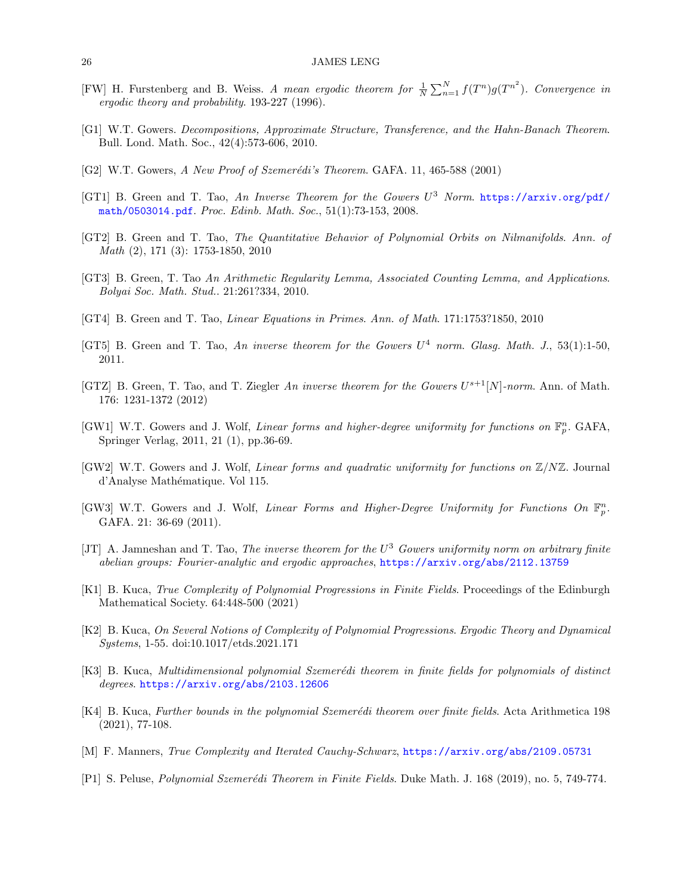[FW] H. Furstenberg and B. Weiss. *A mean ergodic theorem for* $\frac{1}{N}\sum_{n=1}^{N} f(T^n)g(T^{n^2})$. *Convergence in ergodic theory and probability*. 193-227 (1996).

[G1] W.T. Gowers. *Decompositions, Approximate Structure, Transference, and the Hahn-Banach Theorem*. Bull. Lond. Math. Soc., 42(4):573-606, 2010.

[G2] W.T. Gowers, *A New Proof of Szemerédi's Theorem*. GAFA. 11, 465-588 (2001)

[GT1] B. Green and T. Tao, *An Inverse Theorem for the Gowers* $U^3$ *Norm*. https://arxiv.org/pdf/math/0503014.pdf. *Proc. Edinb. Math. Soc.*, 51(1):73-153, 2008.

[GT2] B. Green and T. Tao, *The Quantitative Behavior of Polynomial Orbits on Nilmanifolds*. *Ann. of Math* (2), 171 (3): 1753-1850, 2010

[GT3] B. Green, T. Tao *An Arithmetic Regularity Lemma, Associated Counting Lemma, and Applications*. *Bolyai Soc. Math. Stud.*. 21:261?334, 2010.

[GT4] B. Green and T. Tao, *Linear Equations in Primes*. *Ann. of Math*. 171:1753?1850, 2010

[GT5] B. Green and T. Tao, *An inverse theorem for the Gowers* $U^4$ *norm*. *Glasg. Math. J.*, 53(1):1-50, 2011.

[GTZ] B. Green, T. Tao, and T. Ziegler *An inverse theorem for the Gowers* $U^{s+1}[N]$*-norm*. Ann. of Math. 176: 1231-1372 (2012)

[GW1] W.T. Gowers and J. Wolf, *Linear forms and higher-degree uniformity for functions on* $\mathbb{F}_p^n$. GAFA, Springer Verlag, 2011, 21 (1), pp.36-69.

[GW2] W.T. Gowers and J. Wolf, *Linear forms and quadratic uniformity for functions on* $\mathbb{Z}/N\mathbb{Z}$. Journal d'Analyse Mathématique. Vol 115.

[GW3] W.T. Gowers and J. Wolf, *Linear Forms and Higher-Degree Uniformity for Functions On* $\mathbb{F}_p^n$. GAFA. 21: 36-69 (2011).

[JT] A. Jamneshan and T. Tao, *The inverse theorem for the* $U^3$ *Gowers uniformity norm on arbitrary finite abelian groups: Fourier-analytic and ergodic approaches*, https://arxiv.org/abs/2112.13759

[K1] B. Kuca, *True Complexity of Polynomial Progressions in Finite Fields*. Proceedings of the Edinburgh Mathematical Society. 64:448-500 (2021)

[K2] B. Kuca, *On Several Notions of Complexity of Polynomial Progressions*. *Ergodic Theory and Dynamical Systems*, 1-55. doi:10.1017/etds.2021.171

[K3] B. Kuca, *Multidimensional polynomial Szemerédi theorem in finite fields for polynomials of distinct degrees*. https://arxiv.org/abs/2103.12606

[K4] B. Kuca, *Further bounds in the polynomial Szemerédi theorem over finite fields*. Acta Arithmetica 198 (2021), 77-108.

[M] F. Manners, *True Complexity and Iterated Cauchy-Schwarz*, https://arxiv.org/abs/2109.05731

[P1] S. Peluse, *Polynomial Szemerédi Theorem in Finite Fields*. Duke Math. J. 168 (2019), no. 5, 749-774.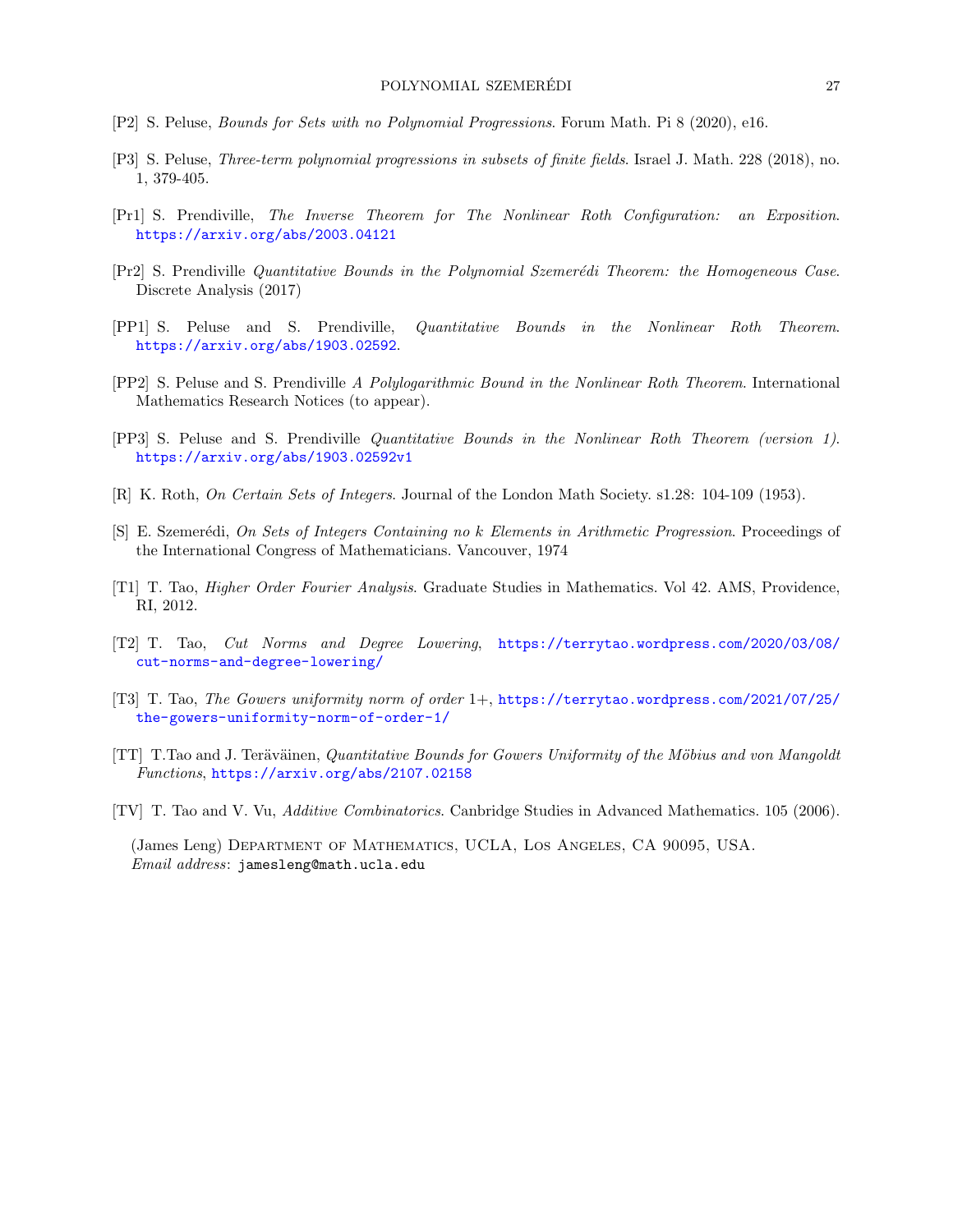[P2] S. Peluse, *Bounds for Sets with no Polynomial Progressions*. Forum Math. Pi 8 (2020), e16.

[P3] S. Peluse, *Three-term polynomial progressions in subsets of finite fields*. Israel J. Math. 228 (2018), no. 1, 379-405.

[Pr1] S. Prendiville, *The Inverse Theorem for The Nonlinear Roth Configuration: an Exposition*. https://arxiv.org/abs/2003.04121

[Pr2] S. Prendiville *Quantitative Bounds in the Polynomial Szemerédi Theorem: the Homogeneous Case*. Discrete Analysis (2017)

[PP1] S. Peluse and S. Prendiville, *Quantitative Bounds in the Nonlinear Roth Theorem*. https://arxiv.org/abs/1903.02592.

[PP2] S. Peluse and S. Prendiville *A Polylogarithmic Bound in the Nonlinear Roth Theorem*. International Mathematics Research Notices (to appear).

[PP3] S. Peluse and S. Prendiville *Quantitative Bounds in the Nonlinear Roth Theorem (version 1)*. https://arxiv.org/abs/1903.02592v1

[R] K. Roth, *On Certain Sets of Integers*. Journal of the London Math Society. s1.28: 104-109 (1953).

[S] E. Szemerédi, *On Sets of Integers Containing no k Elements in Arithmetic Progression*. Proceedings of the International Congress of Mathematicians. Vancouver, 1974

[T1] T. Tao, *Higher Order Fourier Analysis*. Graduate Studies in Mathematics. Vol 42. AMS, Providence, RI, 2012.

[T2] T. Tao, *Cut Norms and Degree Lowering*, https://terrytao.wordpress.com/2020/03/08/cut-norms-and-degree-lowering/

[T3] T. Tao, *The Gowers uniformity norm of order* 1+, https://terrytao.wordpress.com/2021/07/25/the-gowers-uniformity-norm-of-order-1/

[TT] T.Tao and J. Teräväinen, *Quantitative Bounds for Gowers Uniformity of the Möbius and von Mangoldt Functions*, https://arxiv.org/abs/2107.02158

[TV] T. Tao and V. Vu, *Additive Combinatorics*. Canbridge Studies in Advanced Mathematics. 105 (2006).

(James Leng) Department of Mathematics, UCLA, Los Angeles, CA 90095, USA.
*Email address*: jamesleng@math.ucla.edu